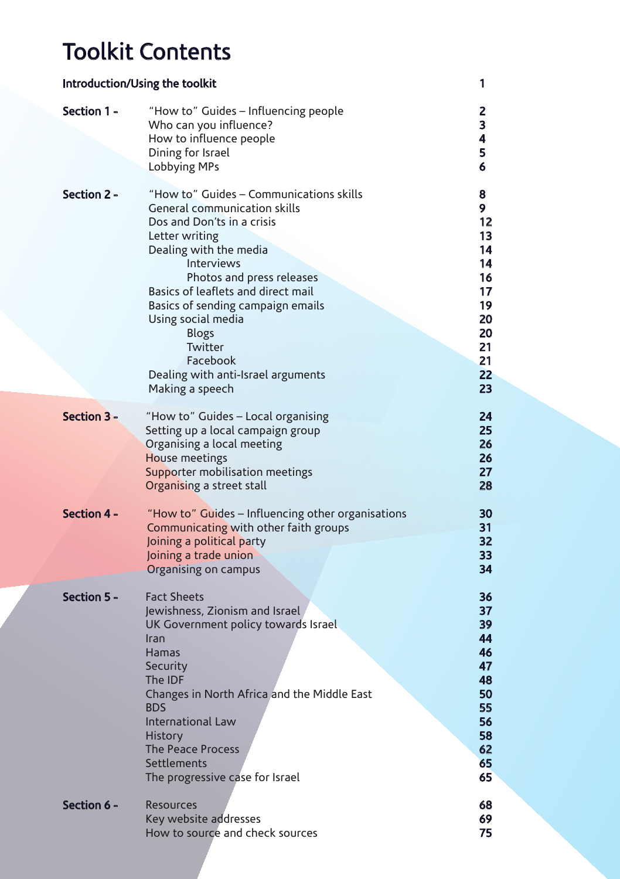# Toolkit Contents

| | | |
|---|---|---|
| **Introduction/Using the toolkit** | | 1 |
| **Section 1 -** | "How to" Guides – Influencing people | 2 |
| | Who can you influence? | 3 |
| | How to influence people | 4 |
| | Dining for Israel | 5 |
| | Lobbying MPs | 6 |
| **Section 2 -** | "How to" Guides – Communications skills | 8 |
| | General communication skills | 9 |
| | Dos and Don'ts in a crisis | 12 |
| | Letter writing | 13 |
| | Dealing with the media | 14 |
| | Interviews | 14 |
| | Photos and press releases | 16 |
| | Basics of leaflets and direct mail | 17 |
| | Basics of sending campaign emails | 19 |
| | Using social media | 20 |
| | Blogs | 20 |
| | Twitter | 21 |
| | Facebook | 21 |
| | Dealing with anti-Israel arguments | 22 |
| | Making a speech | 23 |
| **Section 3 -** | "How to" Guides – Local organising | 24 |
| | Setting up a local campaign group | 25 |
| | Organising a local meeting | 26 |
| | House meetings | 26 |
| | Supporter mobilisation meetings | 27 |
| | Organising a street stall | 28 |
| **Section 4 -** | "How to" Guides – Influencing other organisations | 30 |
| | Communicating with other faith groups | 31 |
| | Joining a political party | 32 |
| | Joining a trade union | 33 |
| | Organising on campus | 34 |
| **Section 5 -** | Fact Sheets | 36 |
| | Jewishness, Zionism and Israel | 37 |
| | UK Government policy towards Israel | 39 |
| | Iran | 44 |
| | Hamas | 46 |
| | Security | 47 |
| | The IDF | 48 |
| | Changes in North Africa and the Middle East | 50 |
| | BDS | 55 |
| | International Law | 56 |
| | History | 58 |
| | The Peace Process | 62 |
| | Settlements | 65 |
| | The progressive case for Israel | 65 |
| **Section 6 -** | Resources | 68 |
| | Key website addresses | 69 |
| | How to source and check sources | 75 |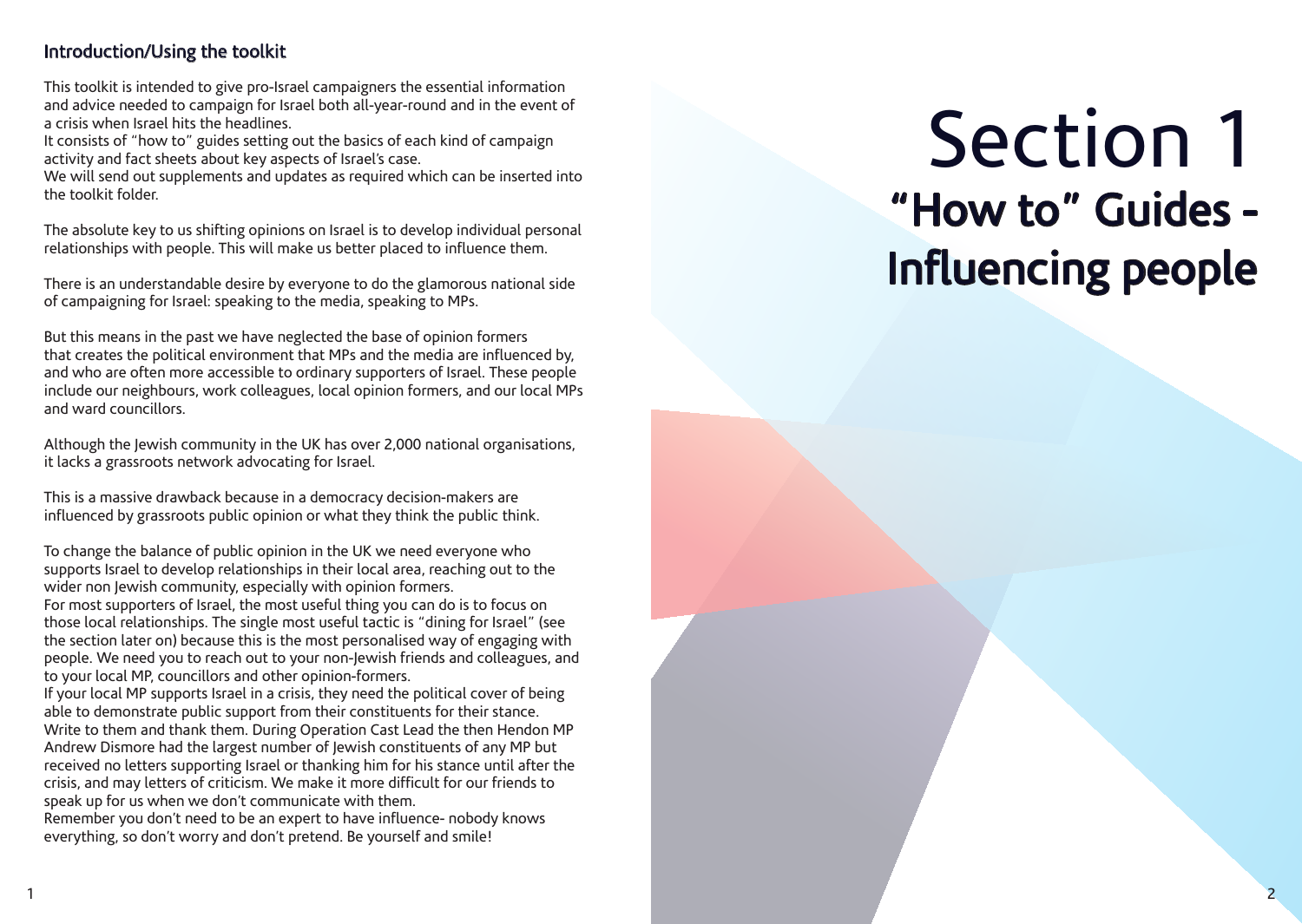## Introduction/Using the toolkit

This toolkit is intended to give pro-Israel campaigners the essential information and advice needed to campaign for Israel both all-year-round and in the event of a crisis when Israel hits the headlines.
It consists of "how to" guides setting out the basics of each kind of campaign activity and fact sheets about key aspects of Israel's case.
We will send out supplements and updates as required which can be inserted into the toolkit folder.

The absolute key to us shifting opinions on Israel is to develop individual personal relationships with people. This will make us better placed to influence them.

There is an understandable desire by everyone to do the glamorous national side of campaigning for Israel: speaking to the media, speaking to MPs.

But this means in the past we have neglected the base of opinion formers that creates the political environment that MPs and the media are influenced by, and who are often more accessible to ordinary supporters of Israel. These people include our neighbours, work colleagues, local opinion formers, and our local MPs and ward councillors.

Although the Jewish community in the UK has over 2,000 national organisations, it lacks a grassroots network advocating for Israel.

This is a massive drawback because in a democracy decision-makers are influenced by grassroots public opinion or what they think the public think.

To change the balance of public opinion in the UK we need everyone who supports Israel to develop relationships in their local area, reaching out to the wider non Jewish community, especially with opinion formers.
For most supporters of Israel, the most useful thing you can do is to focus on those local relationships. The single most useful tactic is "dining for Israel" (see the section later on) because this is the most personalised way of engaging with people. We need you to reach out to your non-Jewish friends and colleagues, and to your local MP, councillors and other opinion-formers.
If your local MP supports Israel in a crisis, they need the political cover of being able to demonstrate public support from their constituents for their stance. Write to them and thank them. During Operation Cast Lead the then Hendon MP Andrew Dismore had the largest number of Jewish constituents of any MP but received no letters supporting Israel or thanking him for his stance until after the crisis, and may letters of criticism. We make it more difficult for our friends to speak up for us when we don't communicate with them.
Remember you don't need to be an expert to have influence- nobody knows everything, so don't worry and don't pretend. Be yourself and smile!

# Section 1
## "How to" Guides - Influencing people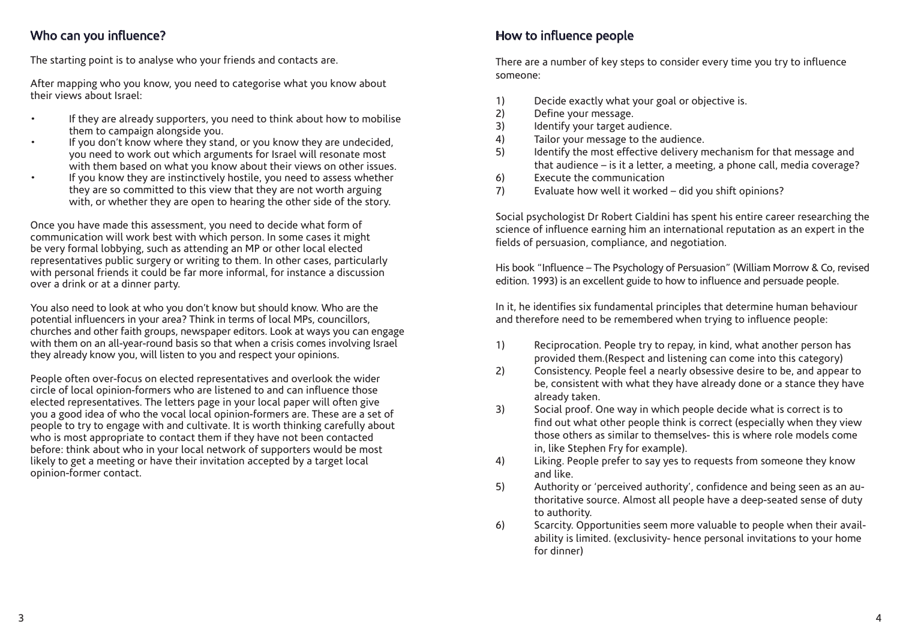## Who can you influence?

The starting point is to analyse who your friends and contacts are.

After mapping who you know, you need to categorise what you know about their views about Israel:

- If they are already supporters, you need to think about how to mobilise them to campaign alongside you.
- If you don't know where they stand, or you know they are undecided, you need to work out which arguments for Israel will resonate most with them based on what you know about their views on other issues.
- If you know they are instinctively hostile, you need to assess whether they are so committed to this view that they are not worth arguing with, or whether they are open to hearing the other side of the story.

Once you have made this assessment, you need to decide what form of communication will work best with which person. In some cases it might be very formal lobbying, such as attending an MP or other local elected representatives public surgery or writing to them. In other cases, particularly with personal friends it could be far more informal, for instance a discussion over a drink or at a dinner party.

You also need to look at who you don't know but should know. Who are the potential influencers in your area? Think in terms of local MPs, councillors, churches and other faith groups, newspaper editors. Look at ways you can engage with them on an all-year-round basis so that when a crisis comes involving Israel they already know you, will listen to you and respect your opinions.

People often over-focus on elected representatives and overlook the wider circle of local opinion-formers who are listened to and can influence those elected representatives. The letters page in your local paper will often give you a good idea of who the vocal local opinion-formers are. These are a set of people to try to engage with and cultivate. It is worth thinking carefully about who is most appropriate to contact them if they have not been contacted before: think about who in your local network of supporters would be most likely to get a meeting or have their invitation accepted by a target local opinion-former contact.

## How to influence people

There are a number of key steps to consider every time you try to influence someone:

1) Decide exactly what your goal or objective is.
2) Define your message.
3) Identify your target audience.
4) Tailor your message to the audience.
5) Identify the most effective delivery mechanism for that message and that audience – is it a letter, a meeting, a phone call, media coverage?
6) Execute the communication
7) Evaluate how well it worked – did you shift opinions?

Social psychologist Dr Robert Cialdini has spent his entire career researching the science of influence earning him an international reputation as an expert in the fields of persuasion, compliance, and negotiation.

His book "Influence – The Psychology of Persuasion" (William Morrow & Co, revised edition. 1993) is an excellent guide to how to influence and persuade people.

In it, he identifies six fundamental principles that determine human behaviour and therefore need to be remembered when trying to influence people:

1) Reciprocation. People try to repay, in kind, what another person has provided them.(Respect and listening can come into this category)
2) Consistency. People feel a nearly obsessive desire to be, and appear to be, consistent with what they have already done or a stance they have already taken.
3) Social proof. One way in which people decide what is correct is to find out what other people think is correct (especially when they view those others as similar to themselves- this is where role models come in, like Stephen Fry for example).
4) Liking. People prefer to say yes to requests from someone they know and like.
5) Authority or 'perceived authority', confidence and being seen as an authoritative source. Almost all people have a deep-seated sense of duty to authority.
6) Scarcity. Opportunities seem more valuable to people when their availability is limited. (exclusivity- hence personal invitations to your home for dinner)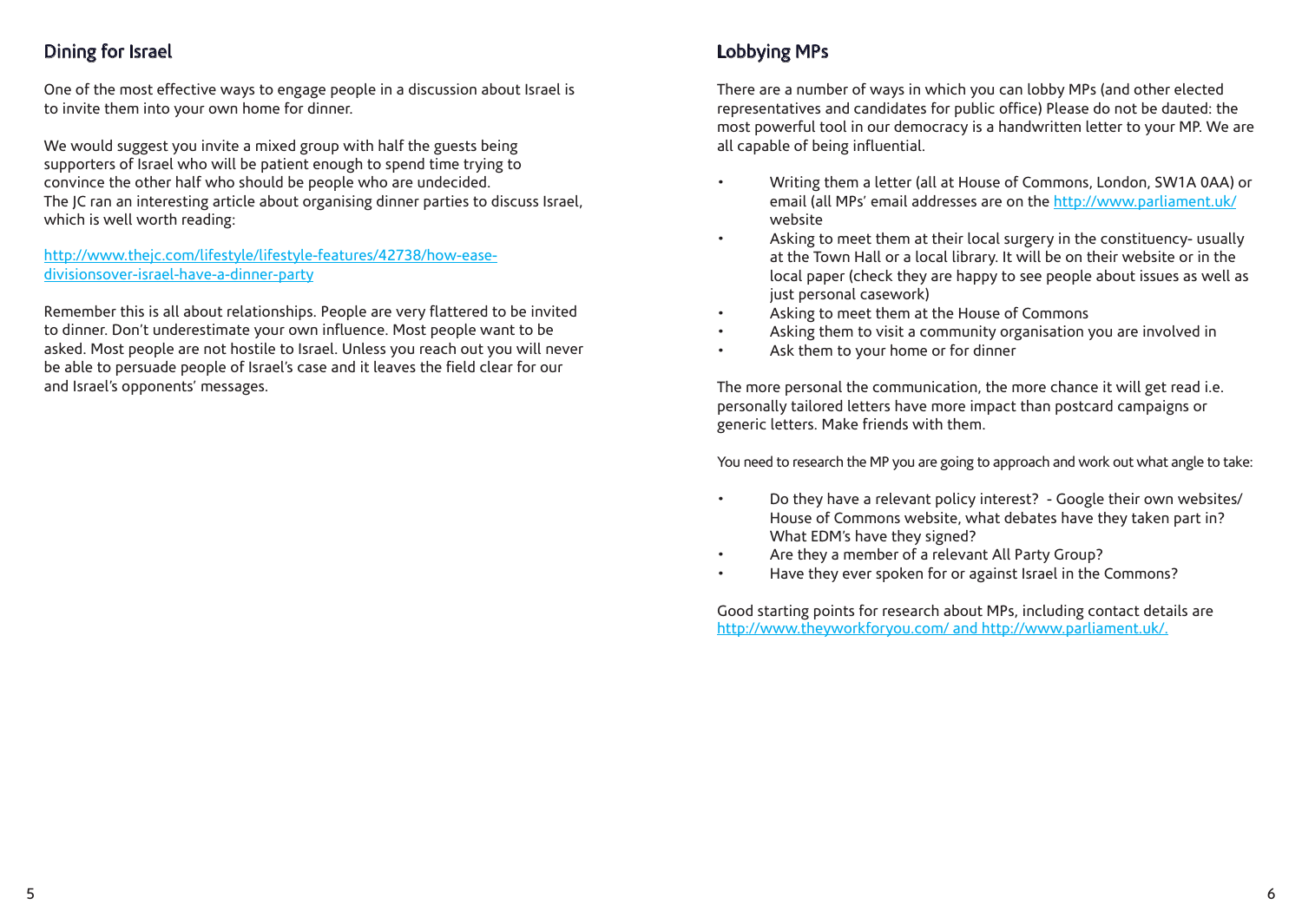## Dining for Israel

One of the most effective ways to engage people in a discussion about Israel is to invite them into your own home for dinner.

We would suggest you invite a mixed group with half the guests being supporters of Israel who will be patient enough to spend time trying to convince the other half who should be people who are undecided.
The JC ran an interesting article about organising dinner parties to discuss Israel, which is well worth reading:

http://www.thejc.com/lifestyle/lifestyle-features/42738/how-ease-divisionsover-israel-have-a-dinner-party

Remember this is all about relationships. People are very flattered to be invited to dinner. Don't underestimate your own influence. Most people want to be asked. Most people are not hostile to Israel. Unless you reach out you will never be able to persuade people of Israel's case and it leaves the field clear for our and Israel's opponents' messages.

## Lobbying MPs

There are a number of ways in which you can lobby MPs (and other elected representatives and candidates for public office) Please do not be dauted: the most powerful tool in our democracy is a handwritten letter to your MP. We are all capable of being influential.

- Writing them a letter (all at House of Commons, London, SW1A 0AA) or email (all MPs' email addresses are on the http://www.parliament.uk/ website
- Asking to meet them at their local surgery in the constituency- usually at the Town Hall or a local library. It will be on their website or in the local paper (check they are happy to see people about issues as well as just personal casework)
- Asking to meet them at the House of Commons
- Asking them to visit a community organisation you are involved in
- Ask them to your home or for dinner

The more personal the communication, the more chance it will get read i.e. personally tailored letters have more impact than postcard campaigns or generic letters. Make friends with them.

You need to research the MP you are going to approach and work out what angle to take:

- Do they have a relevant policy interest? - Google their own websites/ House of Commons website, what debates have they taken part in? What EDM's have they signed?
- Are they a member of a relevant All Party Group?
- Have they ever spoken for or against Israel in the Commons?

Good starting points for research about MPs, including contact details are http://www.theyworkforyou.com/ and http://www.parliament.uk/.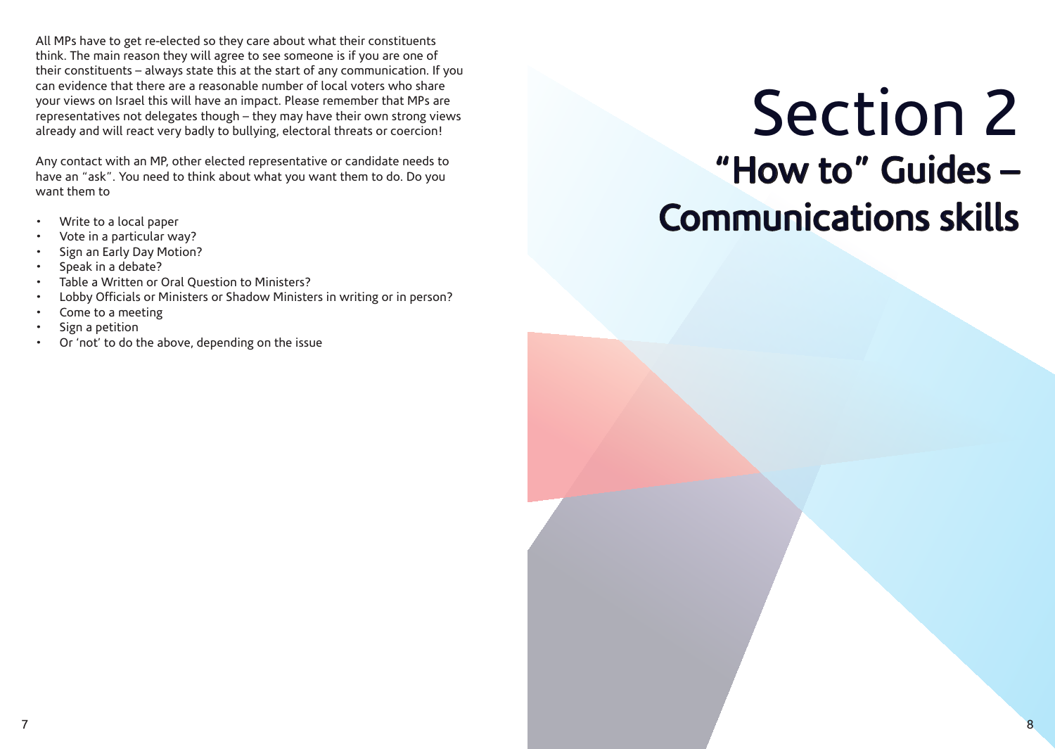All MPs have to get re-elected so they care about what their constituents think. The main reason they will agree to see someone is if you are one of their constituents – always state this at the start of any communication. If you can evidence that there are a reasonable number of local voters who share your views on Israel this will have an impact. Please remember that MPs are representatives not delegates though – they may have their own strong views already and will react very badly to bullying, electoral threats or coercion!

Any contact with an MP, other elected representative or candidate needs to have an "ask". You need to think about what you want them to do. Do you want them to

- Write to a local paper
- Vote in a particular way?
- Sign an Early Day Motion?
- Speak in a debate?
- Table a Written or Oral Question to Ministers?
- Lobby Officials or Ministers or Shadow Ministers in writing or in person?
- Come to a meeting
- Sign a petition
- Or 'not' to do the above, depending on the issue

# Section 2

## "How to" Guides – Communications skills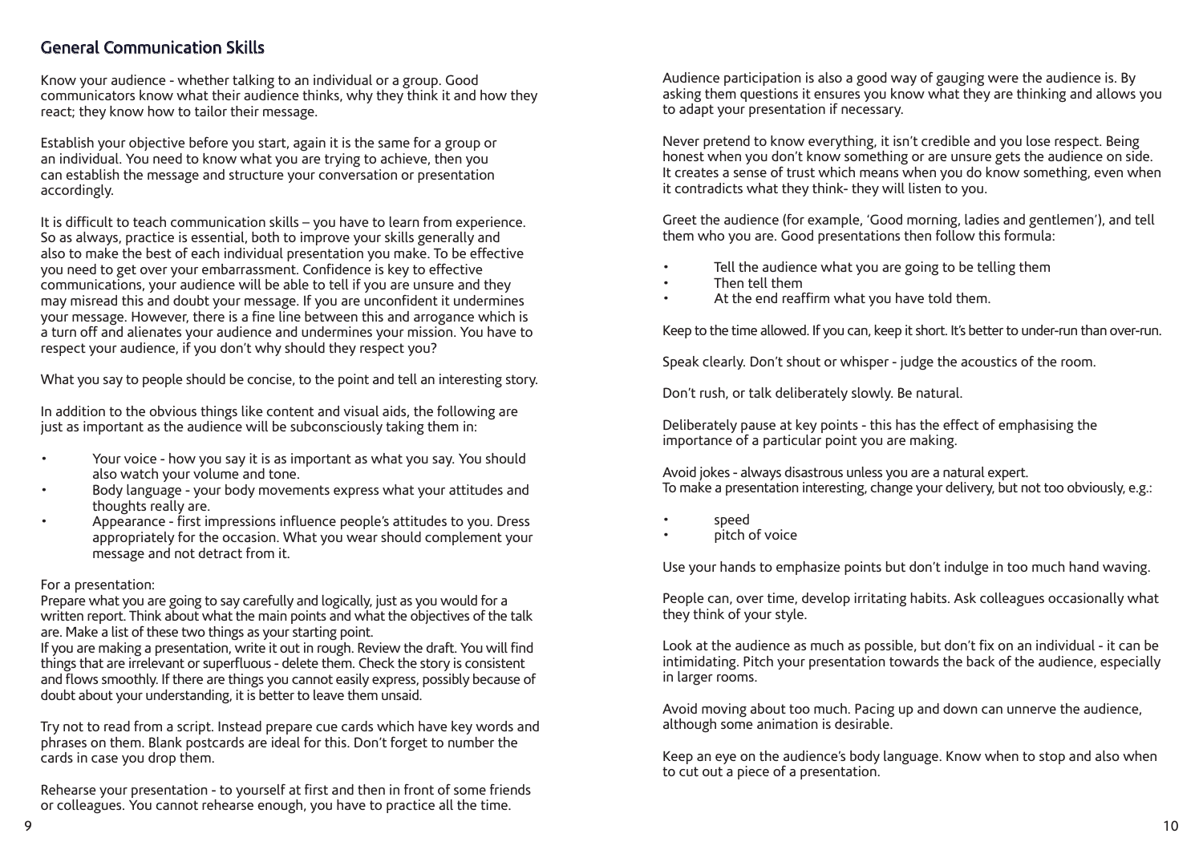## General Communication Skills

Know your audience - whether talking to an individual or a group. Good communicators know what their audience thinks, why they think it and how they react; they know how to tailor their message.

Establish your objective before you start, again it is the same for a group or an individual. You need to know what you are trying to achieve, then you can establish the message and structure your conversation or presentation accordingly.

It is difficult to teach communication skills – you have to learn from experience. So as always, practice is essential, both to improve your skills generally and also to make the best of each individual presentation you make. To be effective you need to get over your embarrassment. Confidence is key to effective communications, your audience will be able to tell if you are unsure and they may misread this and doubt your message. If you are unconfident it undermines your message. However, there is a fine line between this and arrogance which is a turn off and alienates your audience and undermines your mission. You have to respect your audience, if you don't why should they respect you?

What you say to people should be concise, to the point and tell an interesting story.

In addition to the obvious things like content and visual aids, the following are just as important as the audience will be subconsciously taking them in:

- Your voice - how you say it is as important as what you say. You should also watch your volume and tone.
- Body language - your body movements express what your attitudes and thoughts really are.
- Appearance - first impressions influence people's attitudes to you. Dress appropriately for the occasion. What you wear should complement your message and not detract from it.

For a presentation:
Prepare what you are going to say carefully and logically, just as you would for a written report. Think about what the main points and what the objectives of the talk are. Make a list of these two things as your starting point.
If you are making a presentation, write it out in rough. Review the draft. You will find things that are irrelevant or superfluous - delete them. Check the story is consistent and flows smoothly. If there are things you cannot easily express, possibly because of doubt about your understanding, it is better to leave them unsaid.

Try not to read from a script. Instead prepare cue cards which have key words and phrases on them. Blank postcards are ideal for this. Don't forget to number the cards in case you drop them.

Rehearse your presentation - to yourself at first and then in front of some friends or colleagues. You cannot rehearse enough, you have to practice all the time.

Audience participation is also a good way of gauging were the audience is. By asking them questions it ensures you know what they are thinking and allows you to adapt your presentation if necessary.

Never pretend to know everything, it isn't credible and you lose respect. Being honest when you don't know something or are unsure gets the audience on side. It creates a sense of trust which means when you do know something, even when it contradicts what they think- they will listen to you.

Greet the audience (for example, 'Good morning, ladies and gentlemen'), and tell them who you are. Good presentations then follow this formula:

- Tell the audience what you are going to be telling them
- Then tell them
- At the end reaffirm what you have told them.

Keep to the time allowed. If you can, keep it short. It's better to under-run than over-run.

Speak clearly. Don't shout or whisper - judge the acoustics of the room.

Don't rush, or talk deliberately slowly. Be natural.

Deliberately pause at key points - this has the effect of emphasising the importance of a particular point you are making.

Avoid jokes - always disastrous unless you are a natural expert.
To make a presentation interesting, change your delivery, but not too obviously, e.g.:

- speed
- pitch of voice

Use your hands to emphasize points but don't indulge in too much hand waving.

People can, over time, develop irritating habits. Ask colleagues occasionally what they think of your style.

Look at the audience as much as possible, but don't fix on an individual - it can be intimidating. Pitch your presentation towards the back of the audience, especially in larger rooms.

Avoid moving about too much. Pacing up and down can unnerve the audience, although some animation is desirable.

Keep an eye on the audience's body language. Know when to stop and also when to cut out a piece of a presentation.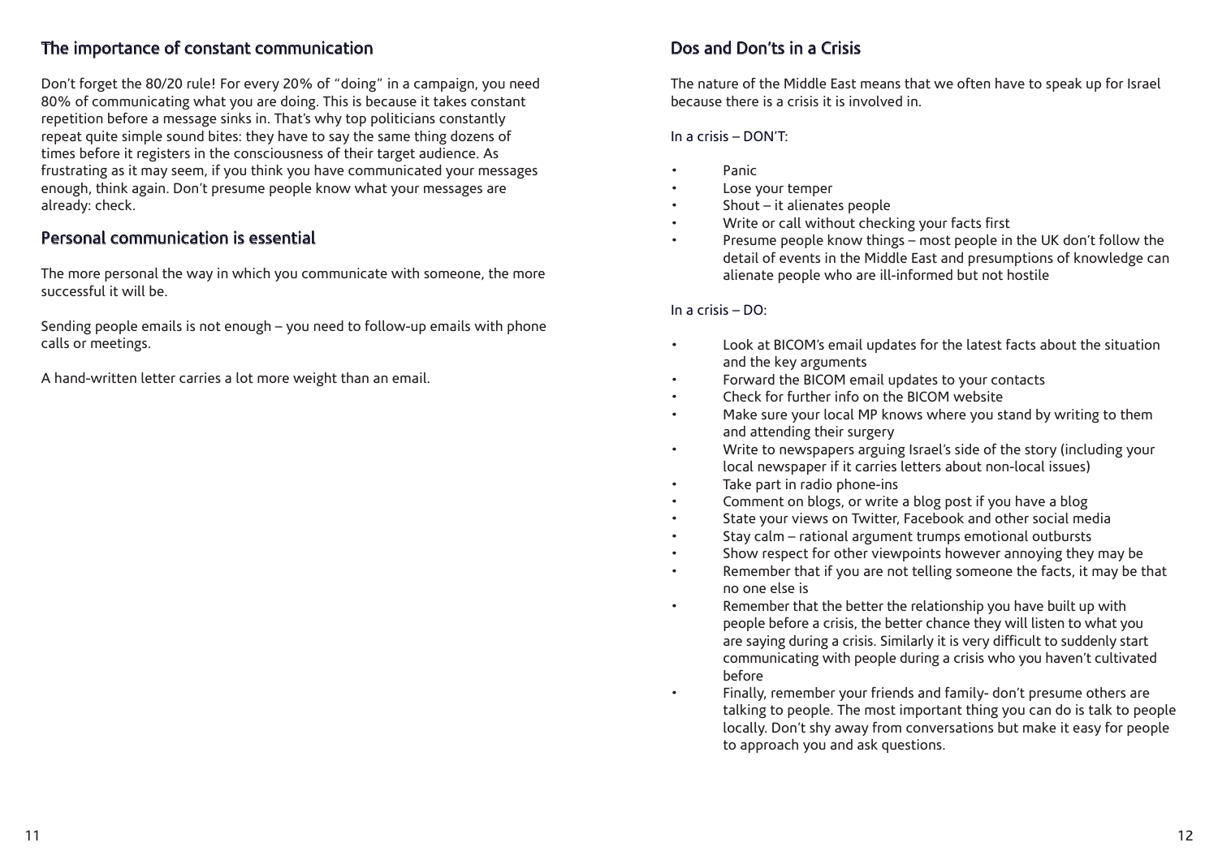## The importance of constant communication

Don't forget the 80/20 rule! For every 20% of "doing" in a campaign, you need 80% of communicating what you are doing. This is because it takes constant repetition before a message sinks in. That's why top politicians constantly repeat quite simple sound bites: they have to say the same thing dozens of times before it registers in the consciousness of their target audience. As frustrating as it may seem, if you think you have communicated your messages enough, think again. Don't presume people know what your messages are already: check.

## Personal communication is essential

The more personal the way in which you communicate with someone, the more successful it will be.

Sending people emails is not enough – you need to follow-up emails with phone calls or meetings.

A hand-written letter carries a lot more weight than an email.

## Dos and Don'ts in a Crisis

The nature of the Middle East means that we often have to speak up for Israel because there is a crisis it is involved in.

In a crisis – DON'T:

- Panic
- Lose your temper
- Shout – it alienates people
- Write or call without checking your facts first
- Presume people know things – most people in the UK don't follow the detail of events in the Middle East and presumptions of knowledge can alienate people who are ill-informed but not hostile

In a crisis – DO:

- Look at BICOM's email updates for the latest facts about the situation and the key arguments
- Forward the BICOM email updates to your contacts
- Check for further info on the BICOM website
- Make sure your local MP knows where you stand by writing to them and attending their surgery
- Write to newspapers arguing Israel's side of the story (including your local newspaper if it carries letters about non-local issues)
- Take part in radio phone-ins
- Comment on blogs, or write a blog post if you have a blog
- State your views on Twitter, Facebook and other social media
- Stay calm – rational argument trumps emotional outbursts
- Show respect for other viewpoints however annoying they may be
- Remember that if you are not telling someone the facts, it may be that no one else is
- Remember that the better the relationship you have built up with people before a crisis, the better chance they will listen to what you are saying during a crisis. Similarly it is very difficult to suddenly start communicating with people during a crisis who you haven't cultivated before
- Finally, remember your friends and family- don't presume others are talking to people. The most important thing you can do is talk to people locally. Don't shy away from conversations but make it easy for people to approach you and ask questions.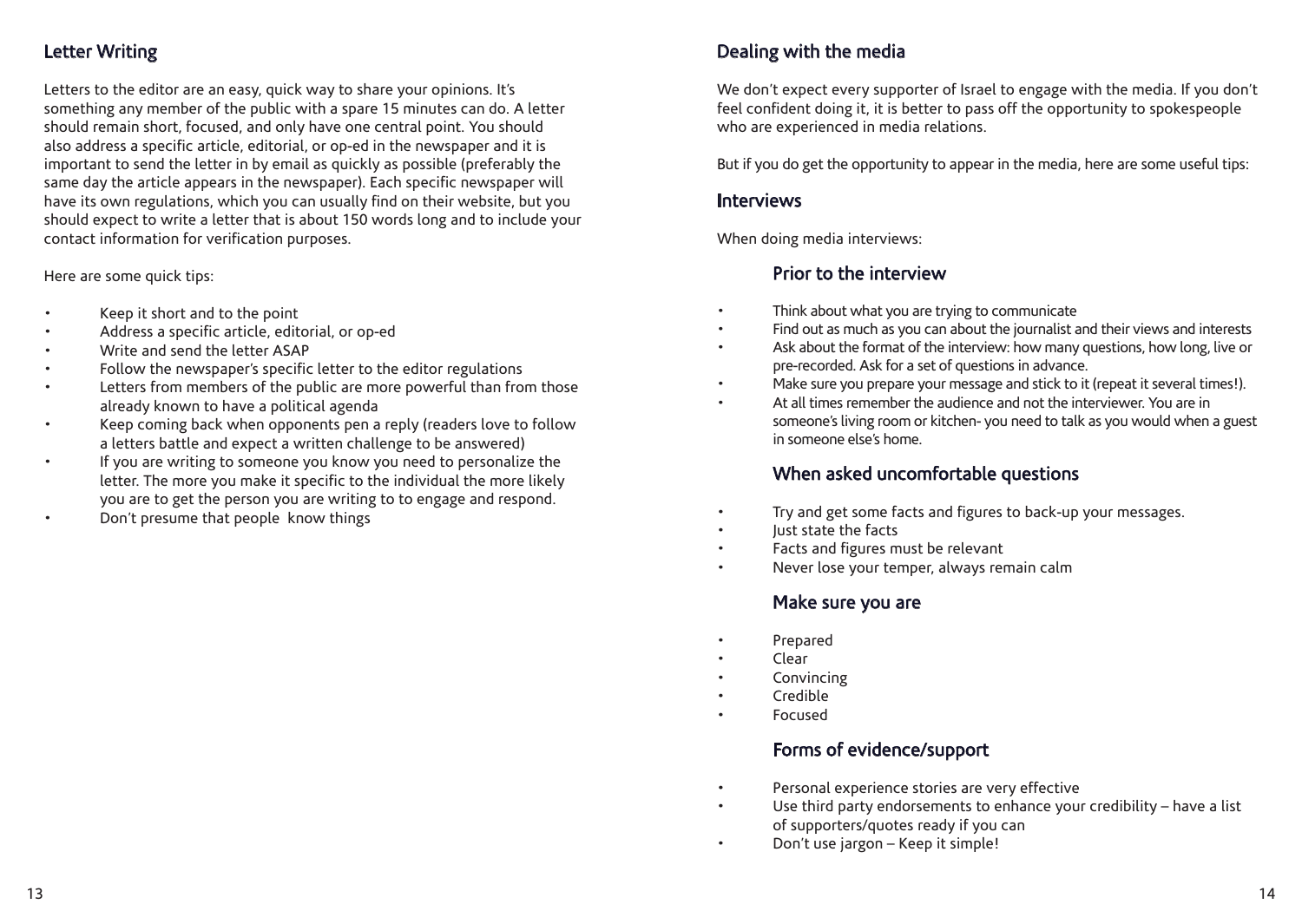## Letter Writing

Letters to the editor are an easy, quick way to share your opinions. It's something any member of the public with a spare 15 minutes can do. A letter should remain short, focused, and only have one central point. You should also address a specific article, editorial, or op-ed in the newspaper and it is important to send the letter in by email as quickly as possible (preferably the same day the article appears in the newspaper). Each specific newspaper will have its own regulations, which you can usually find on their website, but you should expect to write a letter that is about 150 words long and to include your contact information for verification purposes.

Here are some quick tips:

- Keep it short and to the point
- Address a specific article, editorial, or op-ed
- Write and send the letter ASAP
- Follow the newspaper's specific letter to the editor regulations
- Letters from members of the public are more powerful than from those already known to have a political agenda
- Keep coming back when opponents pen a reply (readers love to follow a letters battle and expect a written challenge to be answered)
- If you are writing to someone you know you need to personalize the letter. The more you make it specific to the individual the more likely you are to get the person you are writing to to engage and respond.
- Don't presume that people know things

## Dealing with the media

We don't expect every supporter of Israel to engage with the media. If you don't feel confident doing it, it is better to pass off the opportunity to spokespeople who are experienced in media relations.

But if you do get the opportunity to appear in the media, here are some useful tips:

### Interviews

When doing media interviews:

#### Prior to the interview

- Think about what you are trying to communicate
- Find out as much as you can about the journalist and their views and interests
- Ask about the format of the interview: how many questions, how long, live or pre-recorded. Ask for a set of questions in advance.
- Make sure you prepare your message and stick to it (repeat it several times!).
- At all times remember the audience and not the interviewer. You are in someone's living room or kitchen- you need to talk as you would when a guest in someone else's home.

#### When asked uncomfortable questions

- Try and get some facts and figures to back-up your messages.
- Just state the facts
- Facts and figures must be relevant
- Never lose your temper, always remain calm

#### Make sure you are

- Prepared
- Clear
- Convincing
- Credible
- Focused

#### Forms of evidence/support

- Personal experience stories are very effective
- Use third party endorsements to enhance your credibility – have a list of supporters/quotes ready if you can
- Don't use jargon – Keep it simple!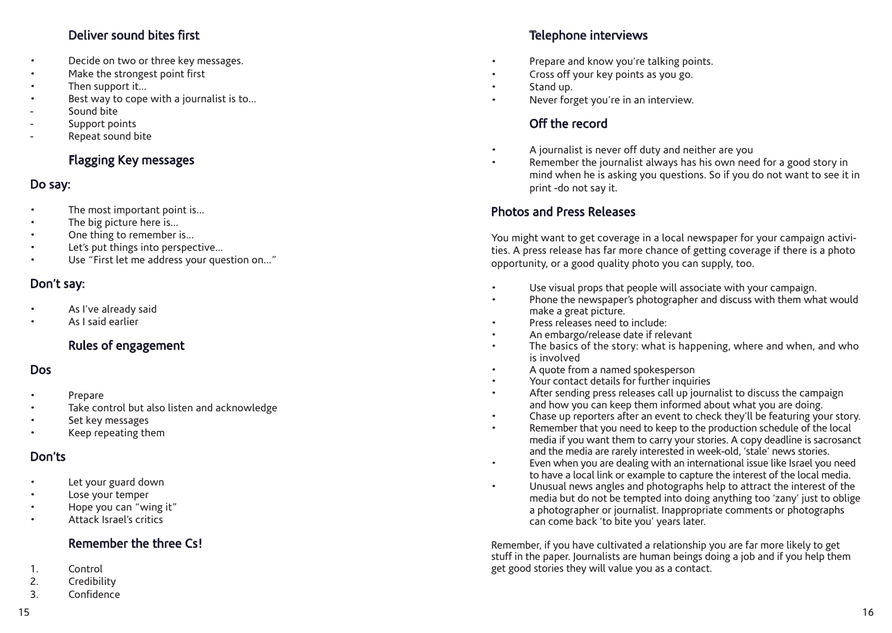## Deliver sound bites first

- Decide on two or three key messages.
- Make the strongest point first
- Then support it…
- Best way to cope with a journalist is to…
  - Sound bite
  - Support points
  - Repeat sound bite

## Flagging Key messages

### Do say:

- The most important point is…
- The big picture here is…
- One thing to remember is…
- Let's put things into perspective…
- Use "First let me address your question on…"

### Don't say:

- As I've already said
- As I said earlier

## Rules of engagement

### Dos

- Prepare
- Take control but also listen and acknowledge
- Set key messages
- Keep repeating them

### Don'ts

- Let your guard down
- Lose your temper
- Hope you can "wing it"
- Attack Israel's critics

## Remember the three Cs!

1. Control
2. Credibility
3. Confidence

## Telephone interviews

- Prepare and know you're talking points.
- Cross off your key points as you go.
- Stand up.
- Never forget you're in an interview.

## Off the record

- A journalist is never off duty and neither are you
- Remember the journalist always has his own need for a good story in mind when he is asking you questions. So if you do not want to see it in print -do not say it.

## Photos and Press Releases

You might want to get coverage in a local newspaper for your campaign activities. A press release has far more chance of getting coverage if there is a photo opportunity, or a good quality photo you can supply, too.

- Use visual props that people will associate with your campaign.
- Phone the newspaper's photographer and discuss with them what would make a great picture.
- Press releases need to include:
- An embargo/release date if relevant
- The basics of the story: what is happening, where and when, and who is involved
- A quote from a named spokesperson
- Your contact details for further inquiries
- After sending press releases call up journalist to discuss the campaign and how you can keep them informed about what you are doing.
- Chase up reporters after an event to check they'll be featuring your story.
- Remember that you need to keep to the production schedule of the local media if you want them to carry your stories. A copy deadline is sacrosanct and the media are rarely interested in week-old, 'stale' news stories.
- Even when you are dealing with an international issue like Israel you need to have a local link or example to capture the interest of the local media.
- Unusual news angles and photographs help to attract the interest of the media but do not be tempted into doing anything too 'zany' just to oblige a photographer or journalist. Inappropriate comments or photographs can come back 'to bite you' years later.

Remember, if you have cultivated a relationship you are far more likely to get stuff in the paper. Journalists are human beings doing a job and if you help them get good stories they will value you as a contact.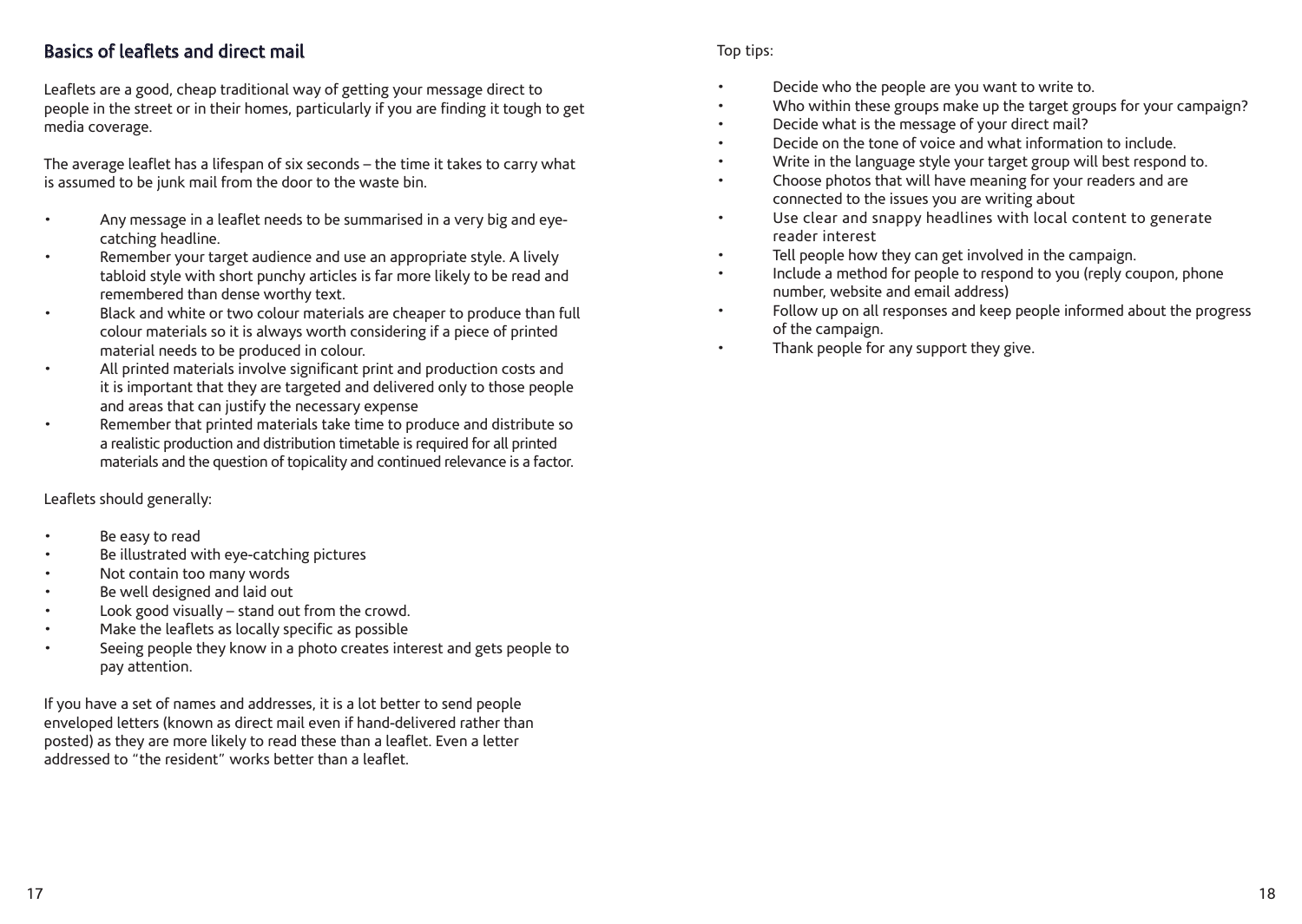## Basics of leaflets and direct mail

Leaflets are a good, cheap traditional way of getting your message direct to people in the street or in their homes, particularly if you are finding it tough to get media coverage.

The average leaflet has a lifespan of six seconds – the time it takes to carry what is assumed to be junk mail from the door to the waste bin.

- Any message in a leaflet needs to be summarised in a very big and eye-catching headline.
- Remember your target audience and use an appropriate style. A lively tabloid style with short punchy articles is far more likely to be read and remembered than dense worthy text.
- Black and white or two colour materials are cheaper to produce than full colour materials so it is always worth considering if a piece of printed material needs to be produced in colour.
- All printed materials involve significant print and production costs and it is important that they are targeted and delivered only to those people and areas that can justify the necessary expense
- Remember that printed materials take time to produce and distribute so a realistic production and distribution timetable is required for all printed materials and the question of topicality and continued relevance is a factor.

Leaflets should generally:

- Be easy to read
- Be illustrated with eye-catching pictures
- Not contain too many words
- Be well designed and laid out
- Look good visually – stand out from the crowd.
- Make the leaflets as locally specific as possible
- Seeing people they know in a photo creates interest and gets people to pay attention.

If you have a set of names and addresses, it is a lot better to send people enveloped letters (known as direct mail even if hand-delivered rather than posted) as they are more likely to read these than a leaflet. Even a letter addressed to "the resident" works better than a leaflet.

Top tips:

- Decide who the people are you want to write to.
- Who within these groups make up the target groups for your campaign?
- Decide what is the message of your direct mail?
- Decide on the tone of voice and what information to include.
- Write in the language style your target group will best respond to.
- Choose photos that will have meaning for your readers and are connected to the issues you are writing about
- Use clear and snappy headlines with local content to generate reader interest
- Tell people how they can get involved in the campaign.
- Include a method for people to respond to you (reply coupon, phone number, website and email address)
- Follow up on all responses and keep people informed about the progress of the campaign.
- Thank people for any support they give.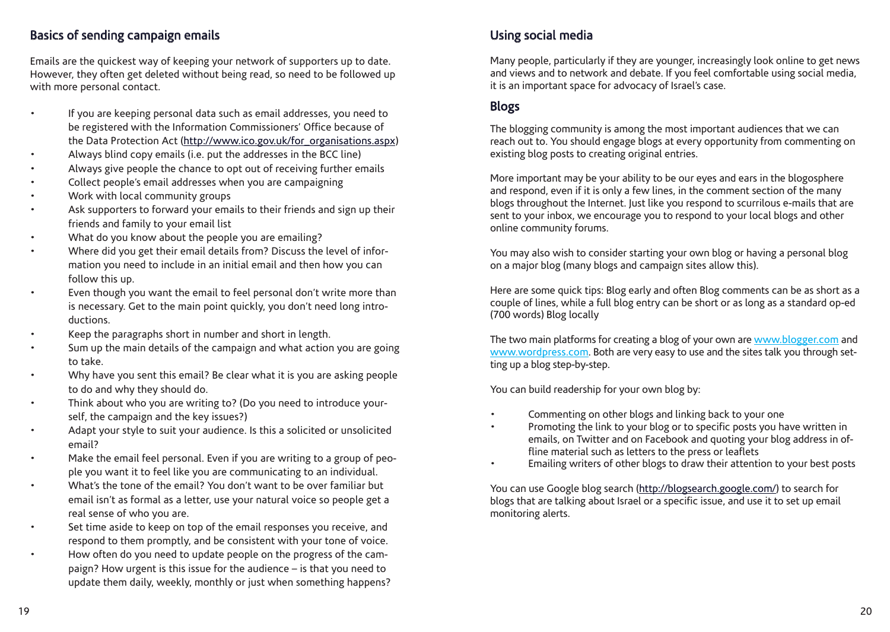## Basics of sending campaign emails

Emails are the quickest way of keeping your network of supporters up to date. However, they often get deleted without being read, so need to be followed up with more personal contact.

- If you are keeping personal data such as email addresses, you need to be registered with the Information Commissioners' Office because of the Data Protection Act (http://www.ico.gov.uk/for_organisations.aspx)
- Always blind copy emails (i.e. put the addresses in the BCC line)
- Always give people the chance to opt out of receiving further emails
- Collect people's email addresses when you are campaigning
- Work with local community groups
- Ask supporters to forward your emails to their friends and sign up their friends and family to your email list
- What do you know about the people you are emailing?
- Where did you get their email details from? Discuss the level of information you need to include in an initial email and then how you can follow this up.
- Even though you want the email to feel personal don't write more than is necessary. Get to the main point quickly, you don't need long introductions.
- Keep the paragraphs short in number and short in length.
- Sum up the main details of the campaign and what action you are going to take.
- Why have you sent this email? Be clear what it is you are asking people to do and why they should do.
- Think about who you are writing to? (Do you need to introduce yourself, the campaign and the key issues?)
- Adapt your style to suit your audience. Is this a solicited or unsolicited email?
- Make the email feel personal. Even if you are writing to a group of people you want it to feel like you are communicating to an individual.
- What's the tone of the email? You don't want to be over familiar but email isn't as formal as a letter, use your natural voice so people get a real sense of who you are.
- Set time aside to keep on top of the email responses you receive, and respond to them promptly, and be consistent with your tone of voice.
- How often do you need to update people on the progress of the campaign? How urgent is this issue for the audience – is that you need to update them daily, weekly, monthly or just when something happens?

## Using social media

Many people, particularly if they are younger, increasingly look online to get news and views and to network and debate. If you feel comfortable using social media, it is an important space for advocacy of Israel's case.

### Blogs

The blogging community is among the most important audiences that we can reach out to. You should engage blogs at every opportunity from commenting on existing blog posts to creating original entries.

More important may be your ability to be our eyes and ears in the blogosphere and respond, even if it is only a few lines, in the comment section of the many blogs throughout the Internet. Just like you respond to scurrilous e-mails that are sent to your inbox, we encourage you to respond to your local blogs and other online community forums.

You may also wish to consider starting your own blog or having a personal blog on a major blog (many blogs and campaign sites allow this).

Here are some quick tips: Blog early and often Blog comments can be as short as a couple of lines, while a full blog entry can be short or as long as a standard op-ed (700 words) Blog locally

The two main platforms for creating a blog of your own are www.blogger.com and www.wordpress.com. Both are very easy to use and the sites talk you through setting up a blog step-by-step.

You can build readership for your own blog by:

- Commenting on other blogs and linking back to your one
- Promoting the link to your blog or to specific posts you have written in emails, on Twitter and on Facebook and quoting your blog address in offline material such as letters to the press or leaflets
- Emailing writers of other blogs to draw their attention to your best posts

You can use Google blog search (http://blogsearch.google.com/) to search for blogs that are talking about Israel or a specific issue, and use it to set up email monitoring alerts.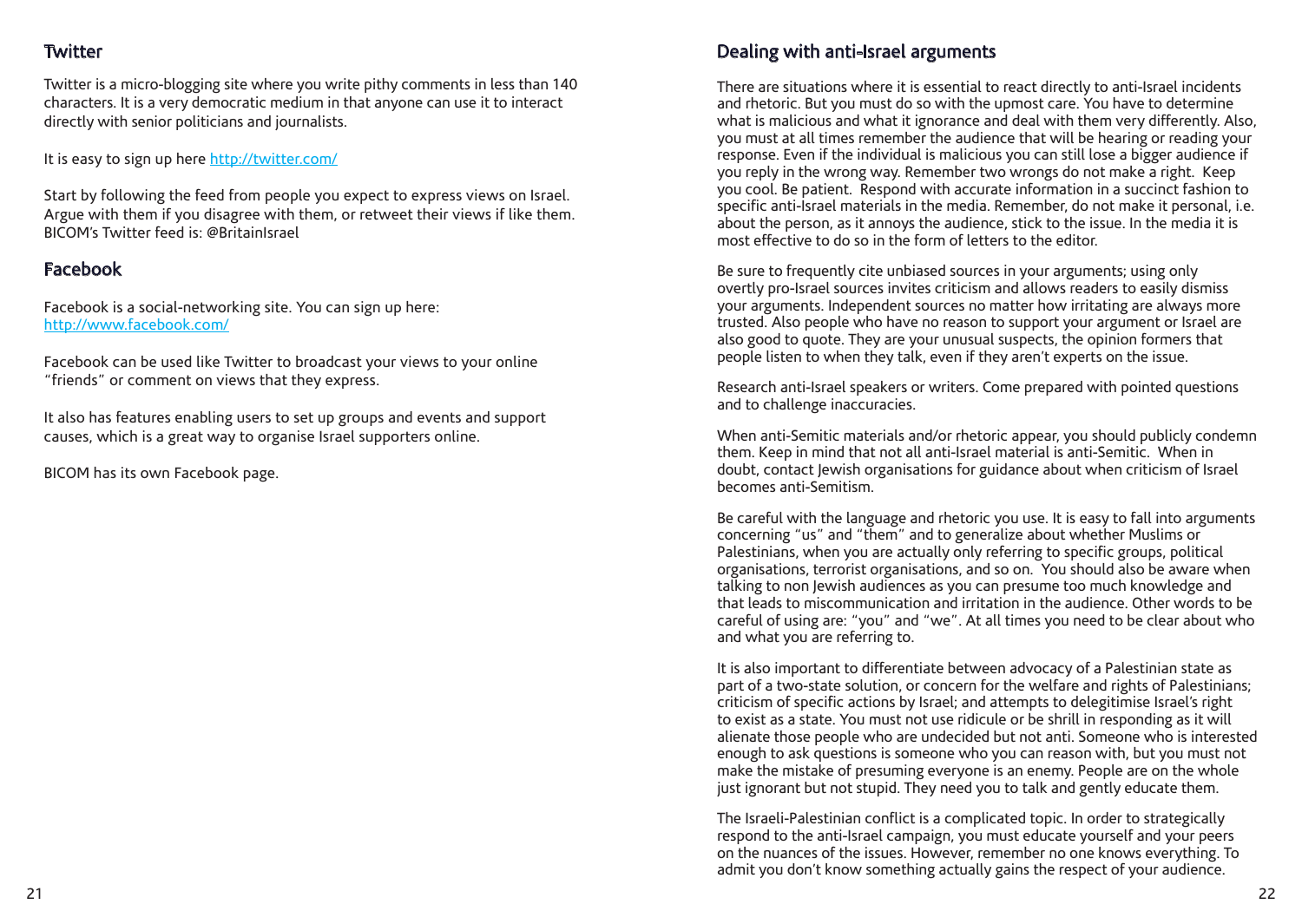## Twitter

Twitter is a micro-blogging site where you write pithy comments in less than 140 characters. It is a very democratic medium in that anyone can use it to interact directly with senior politicians and journalists.

It is easy to sign up here http://twitter.com/

Start by following the feed from people you expect to express views on Israel. Argue with them if you disagree with them, or retweet their views if like them. BICOM's Twitter feed is: @BritainIsrael

## Facebook

Facebook is a social-networking site. You can sign up here: http://www.facebook.com/

Facebook can be used like Twitter to broadcast your views to your online "friends" or comment on views that they express.

It also has features enabling users to set up groups and events and support causes, which is a great way to organise Israel supporters online.

BICOM has its own Facebook page.

## Dealing with anti-Israel arguments

There are situations where it is essential to react directly to anti-Israel incidents and rhetoric. But you must do so with the upmost care. You have to determine what is malicious and what it ignorance and deal with them very differently. Also, you must at all times remember the audience that will be hearing or reading your response. Even if the individual is malicious you can still lose a bigger audience if you reply in the wrong way. Remember two wrongs do not make a right. Keep you cool. Be patient. Respond with accurate information in a succinct fashion to specific anti-Israel materials in the media. Remember, do not make it personal, i.e. about the person, as it annoys the audience, stick to the issue. In the media it is most effective to do so in the form of letters to the editor.

Be sure to frequently cite unbiased sources in your arguments; using only overtly pro-Israel sources invites criticism and allows readers to easily dismiss your arguments. Independent sources no matter how irritating are always more trusted. Also people who have no reason to support your argument or Israel are also good to quote. They are your unusual suspects, the opinion formers that people listen to when they talk, even if they aren't experts on the issue.

Research anti-Israel speakers or writers. Come prepared with pointed questions and to challenge inaccuracies.

When anti-Semitic materials and/or rhetoric appear, you should publicly condemn them. Keep in mind that not all anti-Israel material is anti-Semitic. When in doubt, contact Jewish organisations for guidance about when criticism of Israel becomes anti-Semitism.

Be careful with the language and rhetoric you use. It is easy to fall into arguments concerning "us" and "them" and to generalize about whether Muslims or Palestinians, when you are actually only referring to specific groups, political organisations, terrorist organisations, and so on. You should also be aware when talking to non Jewish audiences as you can presume too much knowledge and that leads to miscommunication and irritation in the audience. Other words to be careful of using are: "you" and "we". At all times you need to be clear about who and what you are referring to.

It is also important to differentiate between advocacy of a Palestinian state as part of a two-state solution, or concern for the welfare and rights of Palestinians; criticism of specific actions by Israel; and attempts to delegitimise Israel's right to exist as a state. You must not use ridicule or be shrill in responding as it will alienate those people who are undecided but not anti. Someone who is interested enough to ask questions is someone who you can reason with, but you must not make the mistake of presuming everyone is an enemy. People are on the whole just ignorant but not stupid. They need you to talk and gently educate them.

The Israeli-Palestinian conflict is a complicated topic. In order to strategically respond to the anti-Israel campaign, you must educate yourself and your peers on the nuances of the issues. However, remember no one knows everything. To admit you don't know something actually gains the respect of your audience.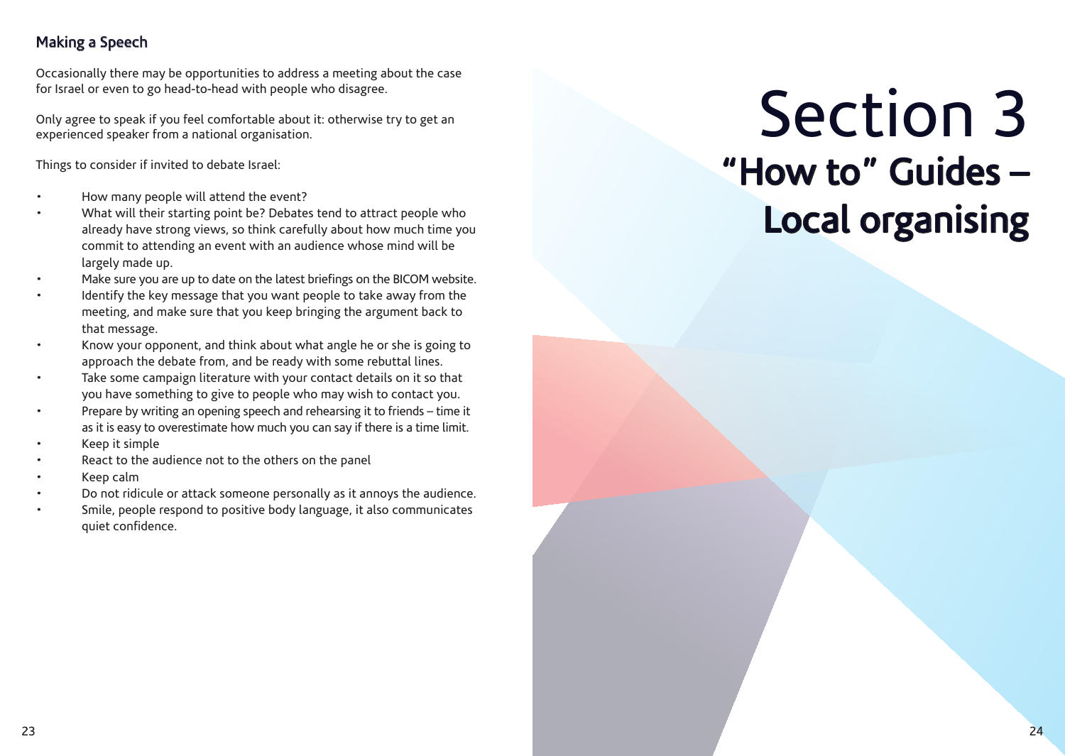## Making a Speech

Occasionally there may be opportunities to address a meeting about the case for Israel or even to go head-to-head with people who disagree.

Only agree to speak if you feel comfortable about it: otherwise try to get an experienced speaker from a national organisation.

Things to consider if invited to debate Israel:

- How many people will attend the event?
- What will their starting point be? Debates tend to attract people who already have strong views, so think carefully about how much time you commit to attending an event with an audience whose mind will be largely made up.
- Make sure you are up to date on the latest briefings on the BICOM website.
- Identify the key message that you want people to take away from the meeting, and make sure that you keep bringing the argument back to that message.
- Know your opponent, and think about what angle he or she is going to approach the debate from, and be ready with some rebuttal lines.
- Take some campaign literature with your contact details on it so that you have something to give to people who may wish to contact you.
- Prepare by writing an opening speech and rehearsing it to friends – time it as it is easy to overestimate how much you can say if there is a time limit.
- Keep it simple
- React to the audience not to the others on the panel
- Keep calm
- Do not ridicule or attack someone personally as it annoys the audience.
- Smile, people respond to positive body language, it also communicates quiet confidence.

# Section 3

## "How to" Guides – Local organising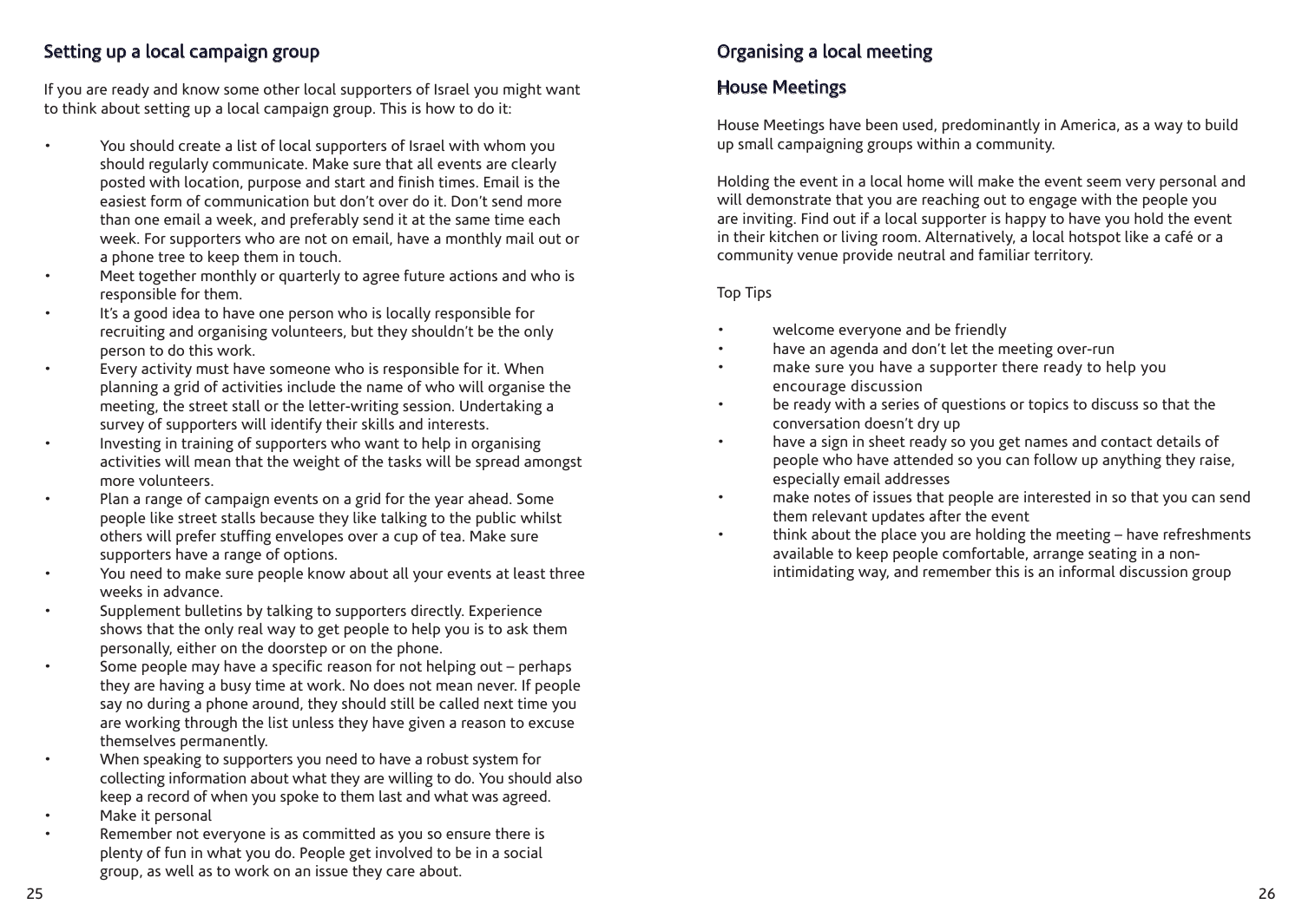## Setting up a local campaign group

If you are ready and know some other local supporters of Israel you might want to think about setting up a local campaign group. This is how to do it:

- You should create a list of local supporters of Israel with whom you should regularly communicate. Make sure that all events are clearly posted with location, purpose and start and finish times. Email is the easiest form of communication but don't over do it. Don't send more than one email a week, and preferably send it at the same time each week. For supporters who are not on email, have a monthly mail out or a phone tree to keep them in touch.
- Meet together monthly or quarterly to agree future actions and who is responsible for them.
- It's a good idea to have one person who is locally responsible for recruiting and organising volunteers, but they shouldn't be the only person to do this work.
- Every activity must have someone who is responsible for it. When planning a grid of activities include the name of who will organise the meeting, the street stall or the letter-writing session. Undertaking a survey of supporters will identify their skills and interests.
- Investing in training of supporters who want to help in organising activities will mean that the weight of the tasks will be spread amongst more volunteers.
- Plan a range of campaign events on a grid for the year ahead. Some people like street stalls because they like talking to the public whilst others will prefer stuffing envelopes over a cup of tea. Make sure supporters have a range of options.
- You need to make sure people know about all your events at least three weeks in advance.
- Supplement bulletins by talking to supporters directly. Experience shows that the only real way to get people to help you is to ask them personally, either on the doorstep or on the phone.
- Some people may have a specific reason for not helping out – perhaps they are having a busy time at work. No does not mean never. If people say no during a phone around, they should still be called next time you are working through the list unless they have given a reason to excuse themselves permanently.
- When speaking to supporters you need to have a robust system for collecting information about what they are willing to do. You should also keep a record of when you spoke to them last and what was agreed.
- Make it personal
- Remember not everyone is as committed as you so ensure there is plenty of fun in what you do. People get involved to be in a social group, as well as to work on an issue they care about.

## Organising a local meeting

### House Meetings

House Meetings have been used, predominantly in America, as a way to build up small campaigning groups within a community.

Holding the event in a local home will make the event seem very personal and will demonstrate that you are reaching out to engage with the people you are inviting. Find out if a local supporter is happy to have you hold the event in their kitchen or living room. Alternatively, a local hotspot like a café or a community venue provide neutral and familiar territory.

Top Tips

- welcome everyone and be friendly
- have an agenda and don't let the meeting over-run
- make sure you have a supporter there ready to help you encourage discussion
- be ready with a series of questions or topics to discuss so that the conversation doesn't dry up
- have a sign in sheet ready so you get names and contact details of people who have attended so you can follow up anything they raise, especially email addresses
- make notes of issues that people are interested in so that you can send them relevant updates after the event
- think about the place you are holding the meeting – have refreshments available to keep people comfortable, arrange seating in a non-intimidating way, and remember this is an informal discussion group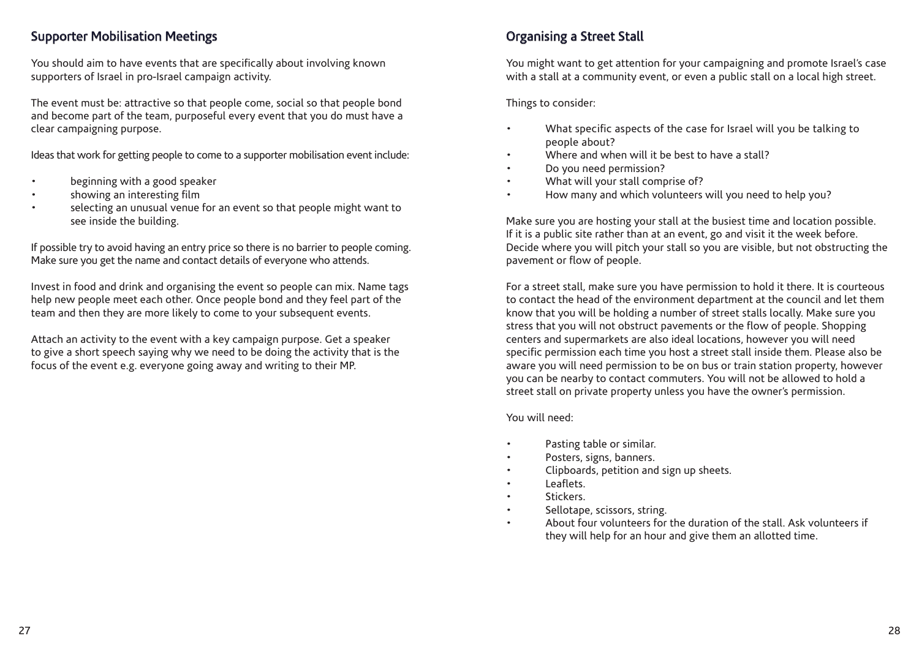## Supporter Mobilisation Meetings

You should aim to have events that are specifically about involving known supporters of Israel in pro-Israel campaign activity.

The event must be: attractive so that people come, social so that people bond and become part of the team, purposeful every event that you do must have a clear campaigning purpose.

Ideas that work for getting people to come to a supporter mobilisation event include:

- beginning with a good speaker
- showing an interesting film
- selecting an unusual venue for an event so that people might want to see inside the building.

If possible try to avoid having an entry price so there is no barrier to people coming. Make sure you get the name and contact details of everyone who attends.

Invest in food and drink and organising the event so people can mix. Name tags help new people meet each other. Once people bond and they feel part of the team and then they are more likely to come to your subsequent events.

Attach an activity to the event with a key campaign purpose. Get a speaker to give a short speech saying why we need to be doing the activity that is the focus of the event e.g. everyone going away and writing to their MP.

## Organising a Street Stall

You might want to get attention for your campaigning and promote Israel's case with a stall at a community event, or even a public stall on a local high street.

Things to consider:

- What specific aspects of the case for Israel will you be talking to people about?
- Where and when will it be best to have a stall?
- Do you need permission?
- What will your stall comprise of?
- How many and which volunteers will you need to help you?

Make sure you are hosting your stall at the busiest time and location possible. If it is a public site rather than at an event, go and visit it the week before. Decide where you will pitch your stall so you are visible, but not obstructing the pavement or flow of people.

For a street stall, make sure you have permission to hold it there. It is courteous to contact the head of the environment department at the council and let them know that you will be holding a number of street stalls locally. Make sure you stress that you will not obstruct pavements or the flow of people. Shopping centers and supermarkets are also ideal locations, however you will need specific permission each time you host a street stall inside them. Please also be aware you will need permission to be on bus or train station property, however you can be nearby to contact commuters. You will not be allowed to hold a street stall on private property unless you have the owner's permission.

You will need:

- Pasting table or similar.
- Posters, signs, banners.
- Clipboards, petition and sign up sheets.
- Leaflets.
- Stickers.
- Sellotape, scissors, string.
- About four volunteers for the duration of the stall. Ask volunteers if they will help for an hour and give them an allotted time.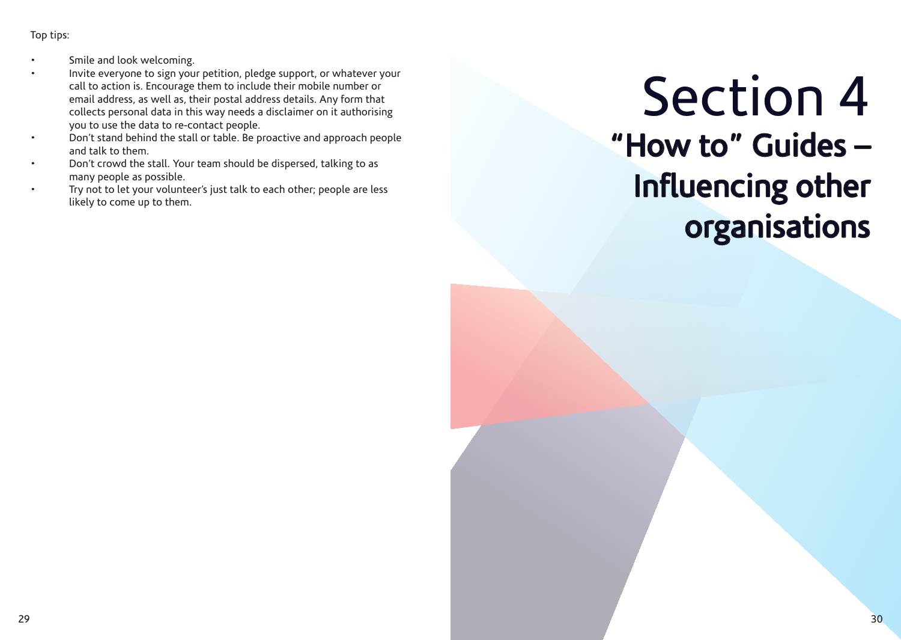Top tips:

- Smile and look welcoming.
- Invite everyone to sign your petition, pledge support, or whatever your call to action is. Encourage them to include their mobile number or email address, as well as, their postal address details. Any form that collects personal data in this way needs a disclaimer on it authorising you to use the data to re-contact people.
- Don't stand behind the stall or table. Be proactive and approach people and talk to them.
- Don't crowd the stall. Your team should be dispersed, talking to as many people as possible.
- Try not to let your volunteer's just talk to each other; people are less likely to come up to them.

# Section 4

## "How to" Guides – Influencing other organisations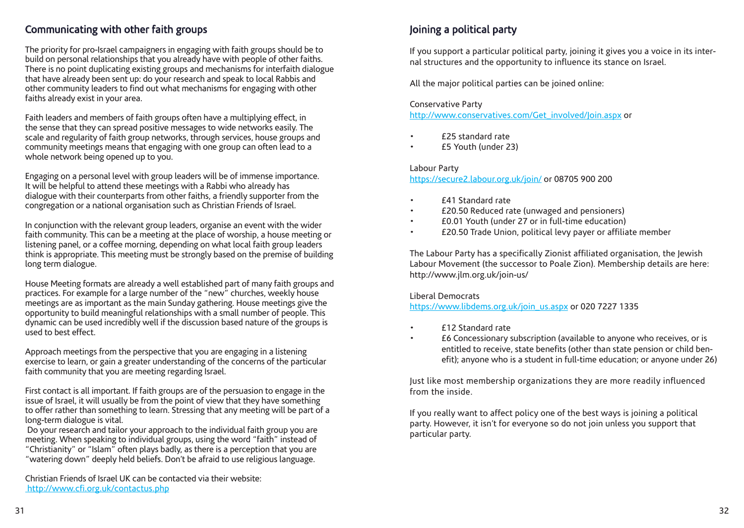## Communicating with other faith groups

The priority for pro-Israel campaigners in engaging with faith groups should be to build on personal relationships that you already have with people of other faiths. There is no point duplicating existing groups and mechanisms for interfaith dialogue that have already been sent up: do your research and speak to local Rabbis and other community leaders to find out what mechanisms for engaging with other faiths already exist in your area.

Faith leaders and members of faith groups often have a multiplying effect, in the sense that they can spread positive messages to wide networks easily. The scale and regularity of faith group networks, through services, house groups and community meetings means that engaging with one group can often lead to a whole network being opened up to you.

Engaging on a personal level with group leaders will be of immense importance. It will be helpful to attend these meetings with a Rabbi who already has dialogue with their counterparts from other faiths, a friendly supporter from the congregation or a national organisation such as Christian Friends of Israel.

In conjunction with the relevant group leaders, organise an event with the wider faith community. This can be a meeting at the place of worship, a house meeting or listening panel, or a coffee morning, depending on what local faith group leaders think is appropriate. This meeting must be strongly based on the premise of building long term dialogue.

House Meeting formats are already a well established part of many faith groups and practices. For example for a large number of the "new" churches, weekly house meetings are as important as the main Sunday gathering. House meetings give the opportunity to build meaningful relationships with a small number of people. This dynamic can be used incredibly well if the discussion based nature of the groups is used to best effect.

Approach meetings from the perspective that you are engaging in a listening exercise to learn, or gain a greater understanding of the concerns of the particular faith community that you are meeting regarding Israel.

First contact is all important. If faith groups are of the persuasion to engage in the issue of Israel, it will usually be from the point of view that they have something to offer rather than something to learn. Stressing that any meeting will be part of a long-term dialogue is vital.

Do your research and tailor your approach to the individual faith group you are meeting. When speaking to individual groups, using the word "faith" instead of "Christianity" or "Islam" often plays badly, as there is a perception that you are "watering down" deeply held beliefs. Don't be afraid to use religious language.

Christian Friends of Israel UK can be contacted via their website: http://www.cfi.org.uk/contactus.php

## Joining a political party

If you support a particular political party, joining it gives you a voice in its internal structures and the opportunity to influence its stance on Israel.

All the major political parties can be joined online:

Conservative Party
http://www.conservatives.com/Get_involved/Join.aspx or

- £25 standard rate
- £5 Youth (under 23)

Labour Party
https://secure2.labour.org.uk/join/ or 08705 900 200

- £41 Standard rate
- £20.50 Reduced rate (unwaged and pensioners)
- £0.01 Youth (under 27 or in full-time education)
- £20.50 Trade Union, political levy payer or affiliate member

The Labour Party has a specifically Zionist affiliated organisation, the Jewish Labour Movement (the successor to Poale Zion). Membership details are here: http://www.jlm.org.uk/join-us/

Liberal Democrats
https://www.libdems.org.uk/join_us.aspx or 020 7227 1335

- £12 Standard rate
- £6 Concessionary subscription (available to anyone who receives, or is entitled to receive, state benefits (other than state pension or child benefit); anyone who is a student in full-time education; or anyone under 26)

Just like most membership organizations they are more readily influenced from the inside.

If you really want to affect policy one of the best ways is joining a political party. However, it isn't for everyone so do not join unless you support that particular party.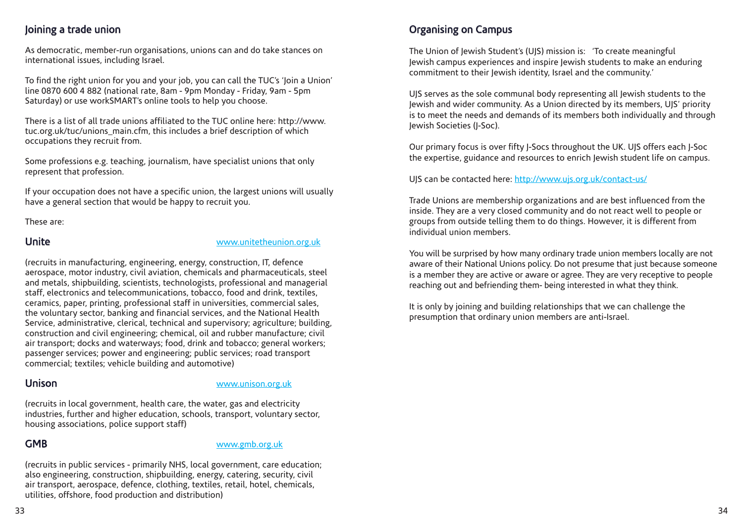## Joining a trade union

As democratic, member-run organisations, unions can and do take stances on international issues, including Israel.

To find the right union for you and your job, you can call the TUC's 'Join a Union' line 0870 600 4 882 (national rate, 8am - 9pm Monday - Friday, 9am - 5pm Saturday) or use workSMART's online tools to help you choose.

There is a list of all trade unions affiliated to the TUC online here: http://www.tuc.org.uk/tuc/unions_main.cfm, this includes a brief description of which occupations they recruit from.

Some professions e.g. teaching, journalism, have specialist unions that only represent that profession.

If your occupation does not have a specific union, the largest unions will usually have a general section that would be happy to recruit you.

These are:

### Unite

www.unitetheunion.org.uk

(recruits in manufacturing, engineering, energy, construction, IT, defence aerospace, motor industry, civil aviation, chemicals and pharmaceuticals, steel and metals, shipbuilding, scientists, technologists, professional and managerial staff, electronics and telecommunications, tobacco, food and drink, textiles, ceramics, paper, printing, professional staff in universities, commercial sales, the voluntary sector, banking and financial services, and the National Health Service, administrative, clerical, technical and supervisory; agriculture; building, construction and civil engineering; chemical, oil and rubber manufacture; civil air transport; docks and waterways; food, drink and tobacco; general workers; passenger services; power and engineering; public services; road transport commercial; textiles; vehicle building and automotive)

### Unison

www.unison.org.uk

(recruits in local government, health care, the water, gas and electricity industries, further and higher education, schools, transport, voluntary sector, housing associations, police support staff)

### GMB

www.gmb.org.uk

(recruits in public services - primarily NHS, local government, care education; also engineering, construction, shipbuilding, energy, catering, security, civil air transport, aerospace, defence, clothing, textiles, retail, hotel, chemicals, utilities, offshore, food production and distribution)

## Organising on Campus

The Union of Jewish Student's (UJS) mission is: 'To create meaningful Jewish campus experiences and inspire Jewish students to make an enduring commitment to their Jewish identity, Israel and the community.'

UJS serves as the sole communal body representing all Jewish students to the Jewish and wider community. As a Union directed by its members, UJS' priority is to meet the needs and demands of its members both individually and through Jewish Societies (J-Soc).

Our primary focus is over fifty J-Socs throughout the UK. UJS offers each J-Soc the expertise, guidance and resources to enrich Jewish student life on campus.

UJS can be contacted here: http://www.ujs.org.uk/contact-us/

Trade Unions are membership organizations and are best influenced from the inside. They are a very closed community and do not react well to people or groups from outside telling them to do things. However, it is different from individual union members.

You will be surprised by how many ordinary trade union members locally are not aware of their National Unions policy. Do not presume that just because someone is a member they are active or aware or agree. They are very receptive to people reaching out and befriending them- being interested in what they think.

It is only by joining and building relationships that we can challenge the presumption that ordinary union members are anti-Israel.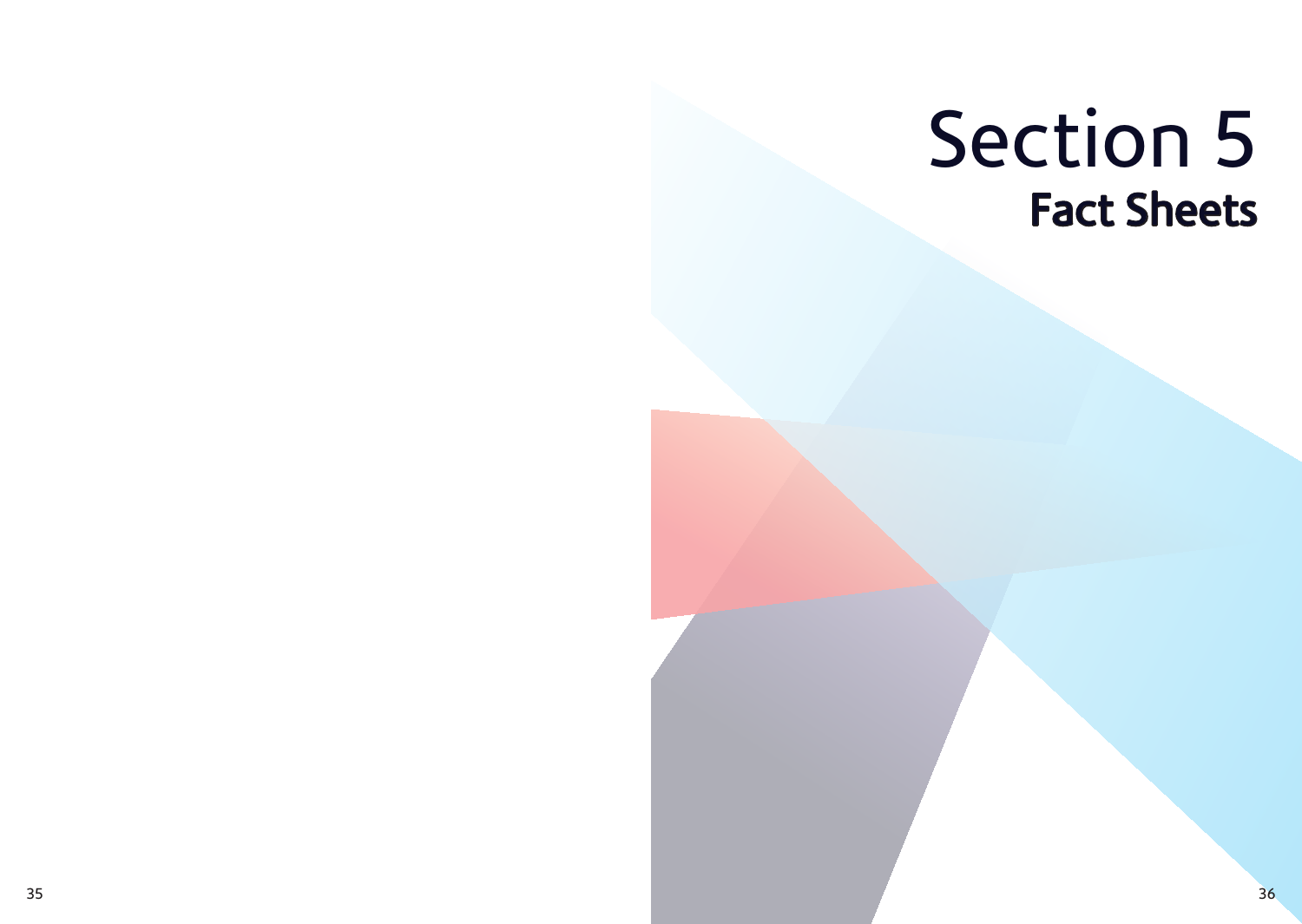# Section 5

## Fact Sheets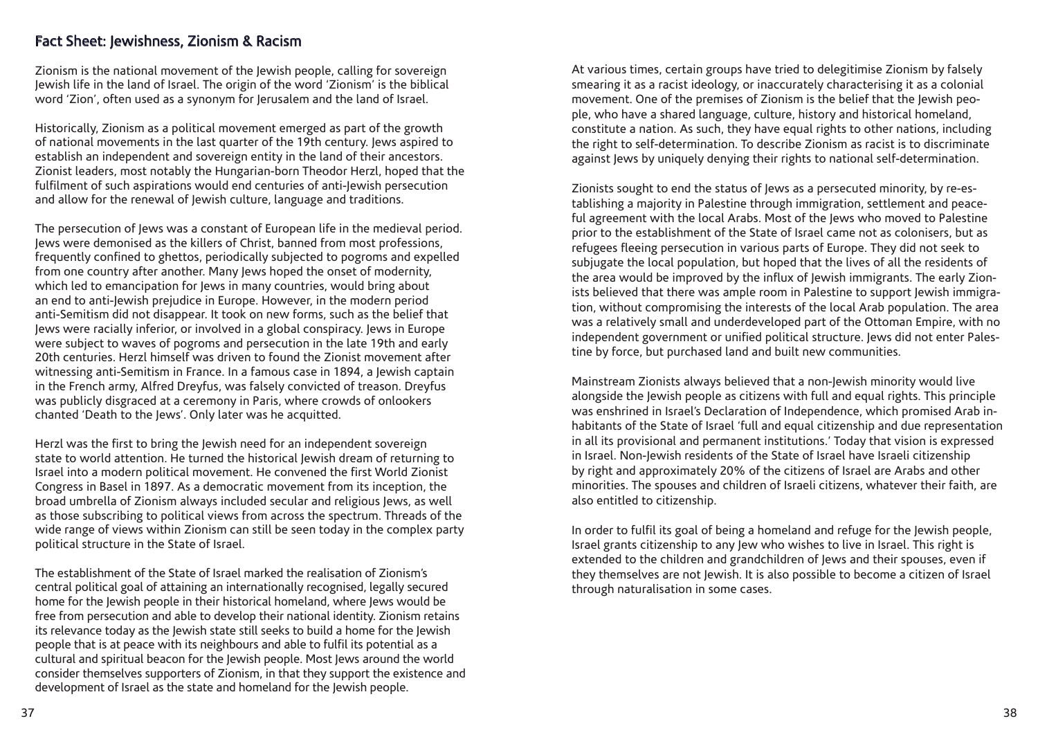## Fact Sheet: Jewishness, Zionism & Racism

Zionism is the national movement of the Jewish people, calling for sovereign Jewish life in the land of Israel. The origin of the word 'Zionism' is the biblical word 'Zion', often used as a synonym for Jerusalem and the land of Israel.

Historically, Zionism as a political movement emerged as part of the growth of national movements in the last quarter of the 19th century. Jews aspired to establish an independent and sovereign entity in the land of their ancestors. Zionist leaders, most notably the Hungarian-born Theodor Herzl, hoped that the fulfilment of such aspirations would end centuries of anti-Jewish persecution and allow for the renewal of Jewish culture, language and traditions.

The persecution of Jews was a constant of European life in the medieval period. Jews were demonised as the killers of Christ, banned from most professions, frequently confined to ghettos, periodically subjected to pogroms and expelled from one country after another. Many Jews hoped the onset of modernity, which led to emancipation for Jews in many countries, would bring about an end to anti-Jewish prejudice in Europe. However, in the modern period anti-Semitism did not disappear. It took on new forms, such as the belief that Jews were racially inferior, or involved in a global conspiracy. Jews in Europe were subject to waves of pogroms and persecution in the late 19th and early 20th centuries. Herzl himself was driven to found the Zionist movement after witnessing anti-Semitism in France. In a famous case in 1894, a Jewish captain in the French army, Alfred Dreyfus, was falsely convicted of treason. Dreyfus was publicly disgraced at a ceremony in Paris, where crowds of onlookers chanted 'Death to the Jews'. Only later was he acquitted.

Herzl was the first to bring the Jewish need for an independent sovereign state to world attention. He turned the historical Jewish dream of returning to Israel into a modern political movement. He convened the first World Zionist Congress in Basel in 1897. As a democratic movement from its inception, the broad umbrella of Zionism always included secular and religious Jews, as well as those subscribing to political views from across the spectrum. Threads of the wide range of views within Zionism can still be seen today in the complex party political structure in the State of Israel.

The establishment of the State of Israel marked the realisation of Zionism's central political goal of attaining an internationally recognised, legally secured home for the Jewish people in their historical homeland, where Jews would be free from persecution and able to develop their national identity. Zionism retains its relevance today as the Jewish state still seeks to build a home for the Jewish people that is at peace with its neighbours and able to fulfil its potential as a cultural and spiritual beacon for the Jewish people. Most Jews around the world consider themselves supporters of Zionism, in that they support the existence and development of Israel as the state and homeland for the Jewish people.

At various times, certain groups have tried to delegitimise Zionism by falsely smearing it as a racist ideology, or inaccurately characterising it as a colonial movement. One of the premises of Zionism is the belief that the Jewish people, who have a shared language, culture, history and historical homeland, constitute a nation. As such, they have equal rights to other nations, including the right to self-determination. To describe Zionism as racist is to discriminate against Jews by uniquely denying their rights to national self-determination.

Zionists sought to end the status of Jews as a persecuted minority, by re-establishing a majority in Palestine through immigration, settlement and peaceful agreement with the local Arabs. Most of the Jews who moved to Palestine prior to the establishment of the State of Israel came not as colonisers, but as refugees fleeing persecution in various parts of Europe. They did not seek to subjugate the local population, but hoped that the lives of all the residents of the area would be improved by the influx of Jewish immigrants. The early Zionists believed that there was ample room in Palestine to support Jewish immigration, without compromising the interests of the local Arab population. The area was a relatively small and underdeveloped part of the Ottoman Empire, with no independent government or unified political structure. Jews did not enter Palestine by force, but purchased land and built new communities.

Mainstream Zionists always believed that a non-Jewish minority would live alongside the Jewish people as citizens with full and equal rights. This principle was enshrined in Israel's Declaration of Independence, which promised Arab inhabitants of the State of Israel 'full and equal citizenship and due representation in all its provisional and permanent institutions.' Today that vision is expressed in Israel. Non-Jewish residents of the State of Israel have Israeli citizenship by right and approximately 20% of the citizens of Israel are Arabs and other minorities. The spouses and children of Israeli citizens, whatever their faith, are also entitled to citizenship.

In order to fulfil its goal of being a homeland and refuge for the Jewish people, Israel grants citizenship to any Jew who wishes to live in Israel. This right is extended to the children and grandchildren of Jews and their spouses, even if they themselves are not Jewish. It is also possible to become a citizen of Israel through naturalisation in some cases.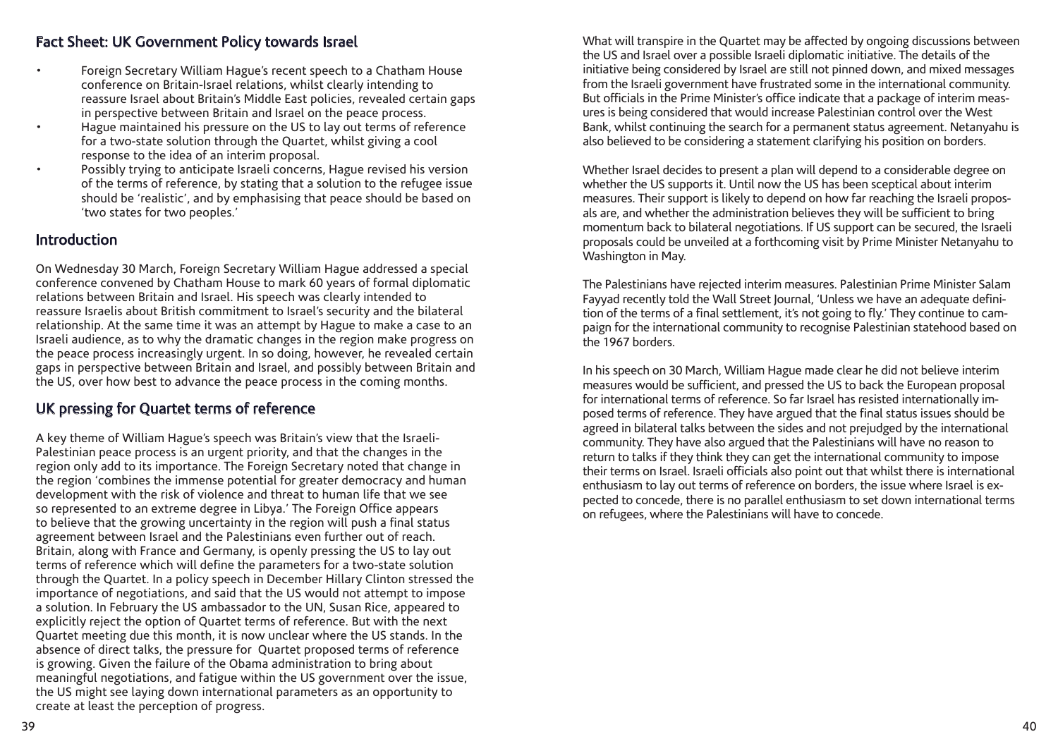## Fact Sheet: UK Government Policy towards Israel

- Foreign Secretary William Hague's recent speech to a Chatham House conference on Britain-Israel relations, whilst clearly intending to reassure Israel about Britain's Middle East policies, revealed certain gaps in perspective between Britain and Israel on the peace process.
- Hague maintained his pressure on the US to lay out terms of reference for a two-state solution through the Quartet, whilst giving a cool response to the idea of an interim proposal.
- Possibly trying to anticipate Israeli concerns, Hague revised his version of the terms of reference, by stating that a solution to the refugee issue should be 'realistic', and by emphasising that peace should be based on 'two states for two peoples.'

## Introduction

On Wednesday 30 March, Foreign Secretary William Hague addressed a special conference convened by Chatham House to mark 60 years of formal diplomatic relations between Britain and Israel. His speech was clearly intended to reassure Israelis about British commitment to Israel's security and the bilateral relationship. At the same time it was an attempt by Hague to make a case to an Israeli audience, as to why the dramatic changes in the region make progress on the peace process increasingly urgent. In so doing, however, he revealed certain gaps in perspective between Britain and Israel, and possibly between Britain and the US, over how best to advance the peace process in the coming months.

## UK pressing for Quartet terms of reference

A key theme of William Hague's speech was Britain's view that the Israeli-Palestinian peace process is an urgent priority, and that the changes in the region only add to its importance. The Foreign Secretary noted that change in the region 'combines the immense potential for greater democracy and human development with the risk of violence and threat to human life that we see so represented to an extreme degree in Libya.' The Foreign Office appears to believe that the growing uncertainty in the region will push a final status agreement between Israel and the Palestinians even further out of reach. Britain, along with France and Germany, is openly pressing the US to lay out terms of reference which will define the parameters for a two-state solution through the Quartet. In a policy speech in December Hillary Clinton stressed the importance of negotiations, and said that the US would not attempt to impose a solution. In February the US ambassador to the UN, Susan Rice, appeared to explicitly reject the option of Quartet terms of reference. But with the next Quartet meeting due this month, it is now unclear where the US stands. In the absence of direct talks, the pressure for Quartet proposed terms of reference is growing. Given the failure of the Obama administration to bring about meaningful negotiations, and fatigue within the US government over the issue, the US might see laying down international parameters as an opportunity to create at least the perception of progress.

What will transpire in the Quartet may be affected by ongoing discussions between the US and Israel over a possible Israeli diplomatic initiative. The details of the initiative being considered by Israel are still not pinned down, and mixed messages from the Israeli government have frustrated some in the international community. But officials in the Prime Minister's office indicate that a package of interim measures is being considered that would increase Palestinian control over the West Bank, whilst continuing the search for a permanent status agreement. Netanyahu is also believed to be considering a statement clarifying his position on borders.

Whether Israel decides to present a plan will depend to a considerable degree on whether the US supports it. Until now the US has been sceptical about interim measures. Their support is likely to depend on how far reaching the Israeli proposals are, and whether the administration believes they will be sufficient to bring momentum back to bilateral negotiations. If US support can be secured, the Israeli proposals could be unveiled at a forthcoming visit by Prime Minister Netanyahu to Washington in May.

The Palestinians have rejected interim measures. Palestinian Prime Minister Salam Fayyad recently told the Wall Street Journal, 'Unless we have an adequate definition of the terms of a final settlement, it's not going to fly.' They continue to campaign for the international community to recognise Palestinian statehood based on the 1967 borders.

In his speech on 30 March, William Hague made clear he did not believe interim measures would be sufficient, and pressed the US to back the European proposal for international terms of reference. So far Israel has resisted internationally imposed terms of reference. They have argued that the final status issues should be agreed in bilateral talks between the sides and not prejudged by the international community. They have also argued that the Palestinians will have no reason to return to talks if they think they can get the international community to impose their terms on Israel. Israeli officials also point out that whilst there is international enthusiasm to lay out terms of reference on borders, the issue where Israel is expected to concede, there is no parallel enthusiasm to set down international terms on refugees, where the Palestinians will have to concede.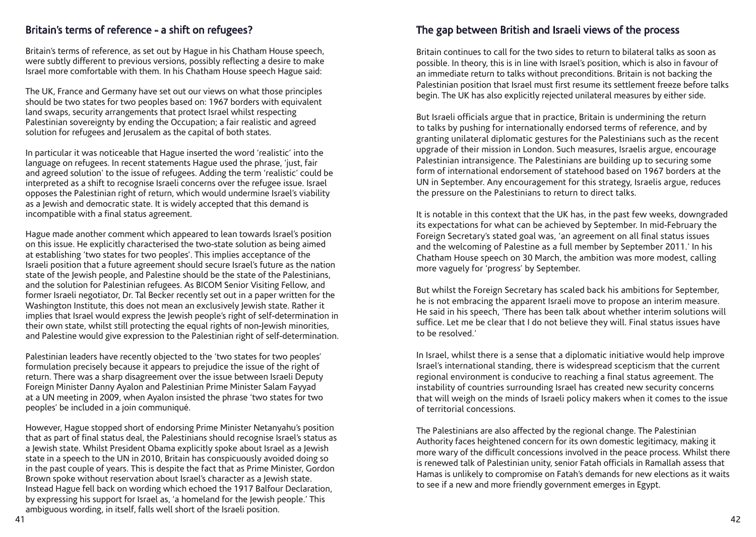## Britain's terms of reference - a shift on refugees?

Britain's terms of reference, as set out by Hague in his Chatham House speech, were subtly different to previous versions, possibly reflecting a desire to make Israel more comfortable with them. In his Chatham House speech Hague said:

The UK, France and Germany have set out our views on what those principles should be two states for two peoples based on: 1967 borders with equivalent land swaps, security arrangements that protect Israel whilst respecting Palestinian sovereignty by ending the Occupation; a fair realistic and agreed solution for refugees and Jerusalem as the capital of both states.

In particular it was noticeable that Hague inserted the word 'realistic' into the language on refugees. In recent statements Hague used the phrase, 'just, fair and agreed solution' to the issue of refugees. Adding the term 'realistic' could be interpreted as a shift to recognise Israeli concerns over the refugee issue. Israel opposes the Palestinian right of return, which would undermine Israel's viability as a Jewish and democratic state. It is widely accepted that this demand is incompatible with a final status agreement.

Hague made another comment which appeared to lean towards Israel's position on this issue. He explicitly characterised the two-state solution as being aimed at establishing 'two states for two peoples'. This implies acceptance of the Israeli position that a future agreement should secure Israel's future as the nation state of the Jewish people, and Palestine should be the state of the Palestinians, and the solution for Palestinian refugees. As BICOM Senior Visiting Fellow, and former Israeli negotiator, Dr. Tal Becker recently set out in a paper written for the Washington Institute, this does not mean an exclusively Jewish state. Rather it implies that Israel would express the Jewish people's right of self-determination in their own state, whilst still protecting the equal rights of non-Jewish minorities, and Palestine would give expression to the Palestinian right of self-determination.

Palestinian leaders have recently objected to the 'two states for two peoples' formulation precisely because it appears to prejudice the issue of the right of return. There was a sharp disagreement over the issue between Israeli Deputy Foreign Minister Danny Ayalon and Palestinian Prime Minister Salam Fayyad at a UN meeting in 2009, when Ayalon insisted the phrase 'two states for two peoples' be included in a join communiqué.

However, Hague stopped short of endorsing Prime Minister Netanyahu's position that as part of final status deal, the Palestinians should recognise Israel's status as a Jewish state. Whilst President Obama explicitly spoke about Israel as a Jewish state in a speech to the UN in 2010, Britain has conspicuously avoided doing so in the past couple of years. This is despite the fact that as Prime Minister, Gordon Brown spoke without reservation about Israel's character as a Jewish state. Instead Hague fell back on wording which echoed the 1917 Balfour Declaration, by expressing his support for Israel as, 'a homeland for the Jewish people.' This ambiguous wording, in itself, falls well short of the Israeli position.

## The gap between British and Israeli views of the process

Britain continues to call for the two sides to return to bilateral talks as soon as possible. In theory, this is in line with Israel's position, which is also in favour of an immediate return to talks without preconditions. Britain is not backing the Palestinian position that Israel must first resume its settlement freeze before talks begin. The UK has also explicitly rejected unilateral measures by either side.

But Israeli officials argue that in practice, Britain is undermining the return to talks by pushing for internationally endorsed terms of reference, and by granting unilateral diplomatic gestures for the Palestinians such as the recent upgrade of their mission in London. Such measures, Israelis argue, encourage Palestinian intransigence. The Palestinians are building up to securing some form of international endorsement of statehood based on 1967 borders at the UN in September. Any encouragement for this strategy, Israelis argue, reduces the pressure on the Palestinians to return to direct talks.

It is notable in this context that the UK has, in the past few weeks, downgraded its expectations for what can be achieved by September. In mid-February the Foreign Secretary's stated goal was, 'an agreement on all final status issues and the welcoming of Palestine as a full member by September 2011.' In his Chatham House speech on 30 March, the ambition was more modest, calling more vaguely for 'progress' by September.

But whilst the Foreign Secretary has scaled back his ambitions for September, he is not embracing the apparent Israeli move to propose an interim measure. He said in his speech, 'There has been talk about whether interim solutions will suffice. Let me be clear that I do not believe they will. Final status issues have to be resolved.'

In Israel, whilst there is a sense that a diplomatic initiative would help improve Israel's international standing, there is widespread scepticism that the current regional environment is conducive to reaching a final status agreement. The instability of countries surrounding Israel has created new security concerns that will weigh on the minds of Israeli policy makers when it comes to the issue of territorial concessions.

The Palestinians are also affected by the regional change. The Palestinian Authority faces heightened concern for its own domestic legitimacy, making it more wary of the difficult concessions involved in the peace process. Whilst there is renewed talk of Palestinian unity, senior Fatah officials in Ramallah assess that Hamas is unlikely to compromise on Fatah's demands for new elections as it waits to see if a new and more friendly government emerges in Egypt.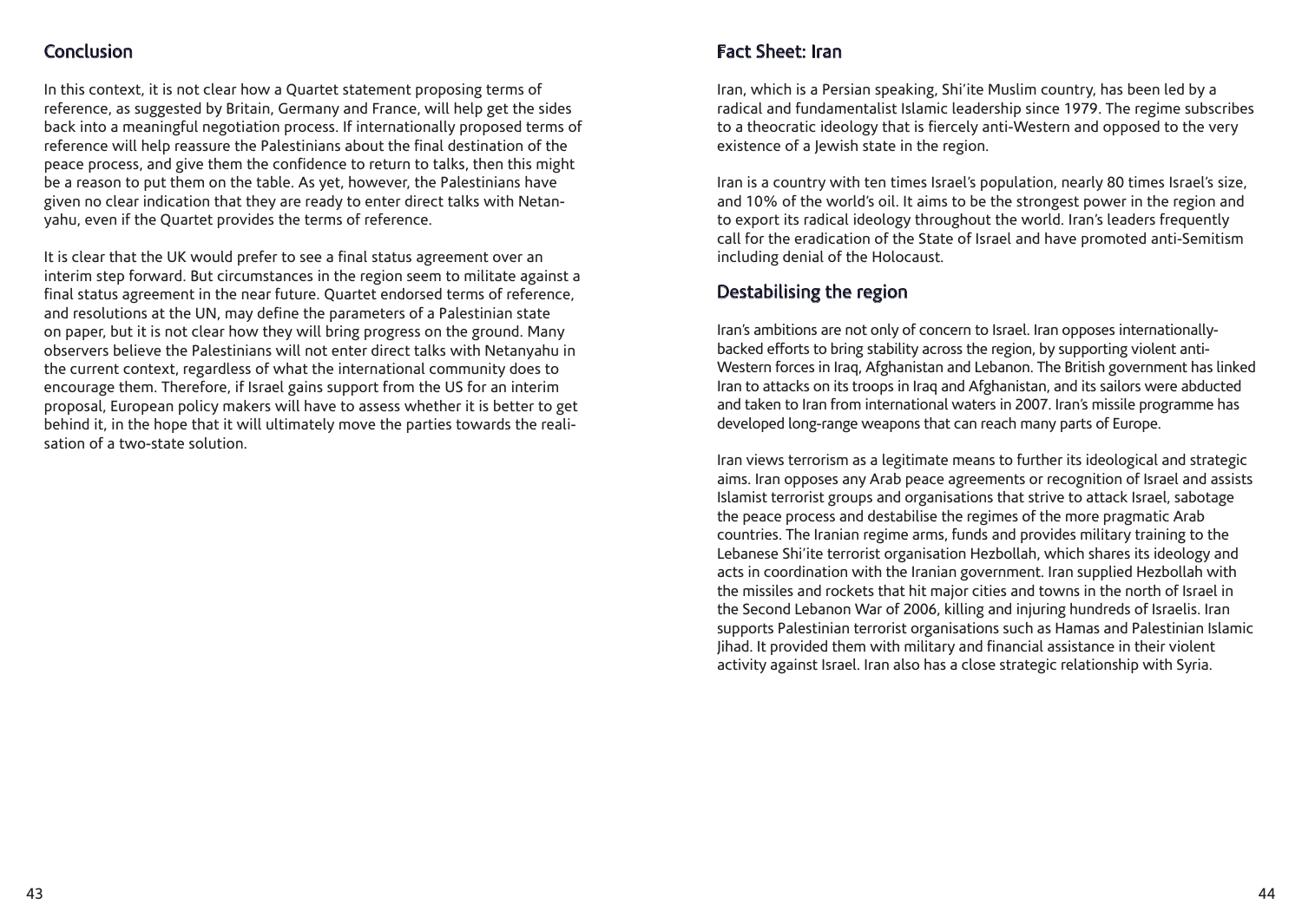## Conclusion

In this context, it is not clear how a Quartet statement proposing terms of reference, as suggested by Britain, Germany and France, will help get the sides back into a meaningful negotiation process. If internationally proposed terms of reference will help reassure the Palestinians about the final destination of the peace process, and give them the confidence to return to talks, then this might be a reason to put them on the table. As yet, however, the Palestinians have given no clear indication that they are ready to enter direct talks with Netanyahu, even if the Quartet provides the terms of reference.

It is clear that the UK would prefer to see a final status agreement over an interim step forward. But circumstances in the region seem to militate against a final status agreement in the near future. Quartet endorsed terms of reference, and resolutions at the UN, may define the parameters of a Palestinian state on paper, but it is not clear how they will bring progress on the ground. Many observers believe the Palestinians will not enter direct talks with Netanyahu in the current context, regardless of what the international community does to encourage them. Therefore, if Israel gains support from the US for an interim proposal, European policy makers will have to assess whether it is better to get behind it, in the hope that it will ultimately move the parties towards the realisation of a two-state solution.

## Fact Sheet: Iran

Iran, which is a Persian speaking, Shi'ite Muslim country, has been led by a radical and fundamentalist Islamic leadership since 1979. The regime subscribes to a theocratic ideology that is fiercely anti-Western and opposed to the very existence of a Jewish state in the region.

Iran is a country with ten times Israel's population, nearly 80 times Israel's size, and 10% of the world's oil. It aims to be the strongest power in the region and to export its radical ideology throughout the world. Iran's leaders frequently call for the eradication of the State of Israel and have promoted anti-Semitism including denial of the Holocaust.

### Destabilising the region

Iran's ambitions are not only of concern to Israel. Iran opposes internationally-backed efforts to bring stability across the region, by supporting violent anti-Western forces in Iraq, Afghanistan and Lebanon. The British government has linked Iran to attacks on its troops in Iraq and Afghanistan, and its sailors were abducted and taken to Iran from international waters in 2007. Iran's missile programme has developed long-range weapons that can reach many parts of Europe.

Iran views terrorism as a legitimate means to further its ideological and strategic aims. Iran opposes any Arab peace agreements or recognition of Israel and assists Islamist terrorist groups and organisations that strive to attack Israel, sabotage the peace process and destabilise the regimes of the more pragmatic Arab countries. The Iranian regime arms, funds and provides military training to the Lebanese Shi'ite terrorist organisation Hezbollah, which shares its ideology and acts in coordination with the Iranian government. Iran supplied Hezbollah with the missiles and rockets that hit major cities and towns in the north of Israel in the Second Lebanon War of 2006, killing and injuring hundreds of Israelis. Iran supports Palestinian terrorist organisations such as Hamas and Palestinian Islamic Jihad. It provided them with military and financial assistance in their violent activity against Israel. Iran also has a close strategic relationship with Syria.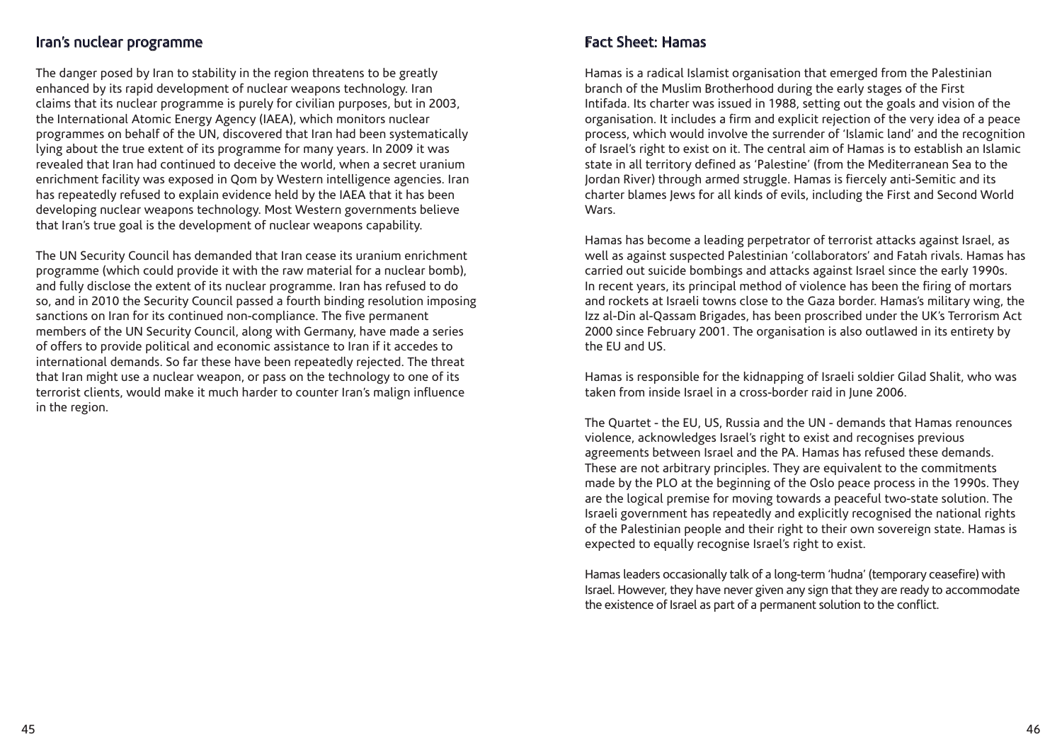## Iran's nuclear programme

The danger posed by Iran to stability in the region threatens to be greatly enhanced by its rapid development of nuclear weapons technology. Iran claims that its nuclear programme is purely for civilian purposes, but in 2003, the International Atomic Energy Agency (IAEA), which monitors nuclear programmes on behalf of the UN, discovered that Iran had been systematically lying about the true extent of its programme for many years. In 2009 it was revealed that Iran had continued to deceive the world, when a secret uranium enrichment facility was exposed in Qom by Western intelligence agencies. Iran has repeatedly refused to explain evidence held by the IAEA that it has been developing nuclear weapons technology. Most Western governments believe that Iran's true goal is the development of nuclear weapons capability.

The UN Security Council has demanded that Iran cease its uranium enrichment programme (which could provide it with the raw material for a nuclear bomb), and fully disclose the extent of its nuclear programme. Iran has refused to do so, and in 2010 the Security Council passed a fourth binding resolution imposing sanctions on Iran for its continued non-compliance. The five permanent members of the UN Security Council, along with Germany, have made a series of offers to provide political and economic assistance to Iran if it accedes to international demands. So far these have been repeatedly rejected. The threat that Iran might use a nuclear weapon, or pass on the technology to one of its terrorist clients, would make it much harder to counter Iran's malign influence in the region.

## Fact Sheet: Hamas

Hamas is a radical Islamist organisation that emerged from the Palestinian branch of the Muslim Brotherhood during the early stages of the First Intifada. Its charter was issued in 1988, setting out the goals and vision of the organisation. It includes a firm and explicit rejection of the very idea of a peace process, which would involve the surrender of 'Islamic land' and the recognition of Israel's right to exist on it. The central aim of Hamas is to establish an Islamic state in all territory defined as 'Palestine' (from the Mediterranean Sea to the Jordan River) through armed struggle. Hamas is fiercely anti-Semitic and its charter blames Jews for all kinds of evils, including the First and Second World Wars.

Hamas has become a leading perpetrator of terrorist attacks against Israel, as well as against suspected Palestinian 'collaborators' and Fatah rivals. Hamas has carried out suicide bombings and attacks against Israel since the early 1990s. In recent years, its principal method of violence has been the firing of mortars and rockets at Israeli towns close to the Gaza border. Hamas's military wing, the Izz al-Din al-Qassam Brigades, has been proscribed under the UK's Terrorism Act 2000 since February 2001. The organisation is also outlawed in its entirety by the EU and US.

Hamas is responsible for the kidnapping of Israeli soldier Gilad Shalit, who was taken from inside Israel in a cross-border raid in June 2006.

The Quartet - the EU, US, Russia and the UN - demands that Hamas renounces violence, acknowledges Israel's right to exist and recognises previous agreements between Israel and the PA. Hamas has refused these demands. These are not arbitrary principles. They are equivalent to the commitments made by the PLO at the beginning of the Oslo peace process in the 1990s. They are the logical premise for moving towards a peaceful two-state solution. The Israeli government has repeatedly and explicitly recognised the national rights of the Palestinian people and their right to their own sovereign state. Hamas is expected to equally recognise Israel's right to exist.

Hamas leaders occasionally talk of a long-term 'hudna' (temporary ceasefire) with Israel. However, they have never given any sign that they are ready to accommodate the existence of Israel as part of a permanent solution to the conflict.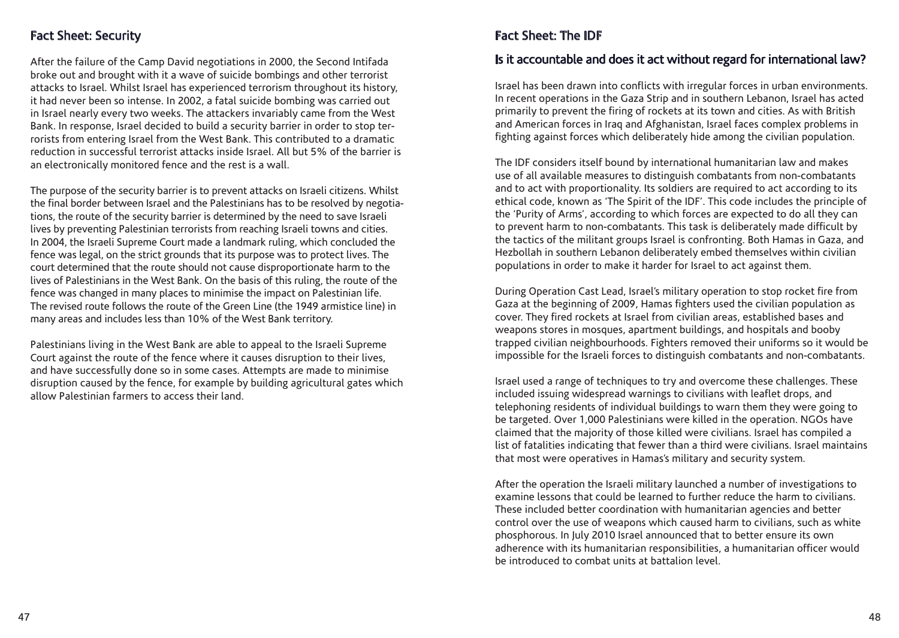## Fact Sheet: Security

After the failure of the Camp David negotiations in 2000, the Second Intifada broke out and brought with it a wave of suicide bombings and other terrorist attacks to Israel. Whilst Israel has experienced terrorism throughout its history, it had never been so intense. In 2002, a fatal suicide bombing was carried out in Israel nearly every two weeks. The attackers invariably came from the West Bank. In response, Israel decided to build a security barrier in order to stop terrorists from entering Israel from the West Bank. This contributed to a dramatic reduction in successful terrorist attacks inside Israel. All but 5% of the barrier is an electronically monitored fence and the rest is a wall.

The purpose of the security barrier is to prevent attacks on Israeli citizens. Whilst the final border between Israel and the Palestinians has to be resolved by negotiations, the route of the security barrier is determined by the need to save Israeli lives by preventing Palestinian terrorists from reaching Israeli towns and cities. In 2004, the Israeli Supreme Court made a landmark ruling, which concluded the fence was legal, on the strict grounds that its purpose was to protect lives. The court determined that the route should not cause disproportionate harm to the lives of Palestinians in the West Bank. On the basis of this ruling, the route of the fence was changed in many places to minimise the impact on Palestinian life. The revised route follows the route of the Green Line (the 1949 armistice line) in many areas and includes less than 10% of the West Bank territory.

Palestinians living in the West Bank are able to appeal to the Israeli Supreme Court against the route of the fence where it causes disruption to their lives, and have successfully done so in some cases. Attempts are made to minimise disruption caused by the fence, for example by building agricultural gates which allow Palestinian farmers to access their land.

## Fact Sheet: The IDF

### Is it accountable and does it act without regard for international law?

Israel has been drawn into conflicts with irregular forces in urban environments. In recent operations in the Gaza Strip and in southern Lebanon, Israel has acted primarily to prevent the firing of rockets at its town and cities. As with British and American forces in Iraq and Afghanistan, Israel faces complex problems in fighting against forces which deliberately hide among the civilian population.

The IDF considers itself bound by international humanitarian law and makes use of all available measures to distinguish combatants from non-combatants and to act with proportionality. Its soldiers are required to act according to its ethical code, known as 'The Spirit of the IDF'. This code includes the principle of the 'Purity of Arms', according to which forces are expected to do all they can to prevent harm to non-combatants. This task is deliberately made difficult by the tactics of the militant groups Israel is confronting. Both Hamas in Gaza, and Hezbollah in southern Lebanon deliberately embed themselves within civilian populations in order to make it harder for Israel to act against them.

During Operation Cast Lead, Israel's military operation to stop rocket fire from Gaza at the beginning of 2009, Hamas fighters used the civilian population as cover. They fired rockets at Israel from civilian areas, established bases and weapons stores in mosques, apartment buildings, and hospitals and booby trapped civilian neighbourhoods. Fighters removed their uniforms so it would be impossible for the Israeli forces to distinguish combatants and non-combatants.

Israel used a range of techniques to try and overcome these challenges. These included issuing widespread warnings to civilians with leaflet drops, and telephoning residents of individual buildings to warn them they were going to be targeted. Over 1,000 Palestinians were killed in the operation. NGOs have claimed that the majority of those killed were civilians. Israel has compiled a list of fatalities indicating that fewer than a third were civilians. Israel maintains that most were operatives in Hamas's military and security system.

After the operation the Israeli military launched a number of investigations to examine lessons that could be learned to further reduce the harm to civilians. These included better coordination with humanitarian agencies and better control over the use of weapons which caused harm to civilians, such as white phosphorous. In July 2010 Israel announced that to better ensure its own adherence with its humanitarian responsibilities, a humanitarian officer would be introduced to combat units at battalion level.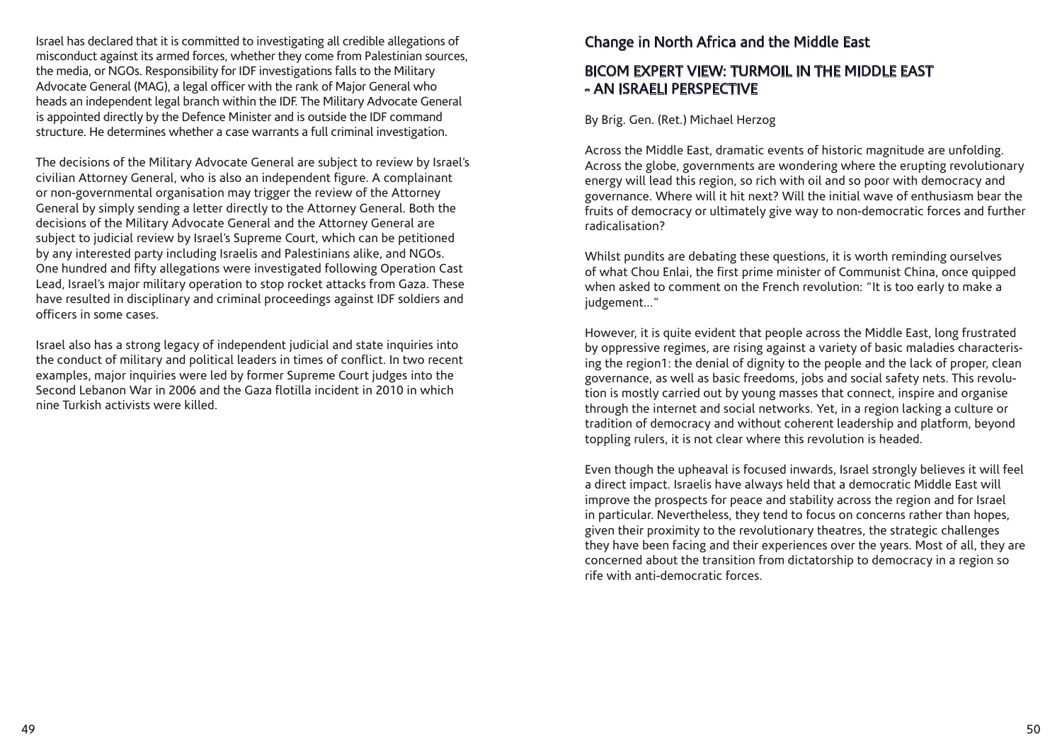Israel has declared that it is committed to investigating all credible allegations of misconduct against its armed forces, whether they come from Palestinian sources, the media, or NGOs. Responsibility for IDF investigations falls to the Military Advocate General (MAG), a legal officer with the rank of Major General who heads an independent legal branch within the IDF. The Military Advocate General is appointed directly by the Defence Minister and is outside the IDF command structure. He determines whether a case warrants a full criminal investigation.

The decisions of the Military Advocate General are subject to review by Israel's civilian Attorney General, who is also an independent figure. A complainant or non-governmental organisation may trigger the review of the Attorney General by simply sending a letter directly to the Attorney General. Both the decisions of the Military Advocate General and the Attorney General are subject to judicial review by Israel's Supreme Court, which can be petitioned by any interested party including Israelis and Palestinians alike, and NGOs. One hundred and fifty allegations were investigated following Operation Cast Lead, Israel's major military operation to stop rocket attacks from Gaza. These have resulted in disciplinary and criminal proceedings against IDF soldiers and officers in some cases.

Israel also has a strong legacy of independent judicial and state inquiries into the conduct of military and political leaders in times of conflict. In two recent examples, major inquiries were led by former Supreme Court judges into the Second Lebanon War in 2006 and the Gaza flotilla incident in 2010 in which nine Turkish activists were killed.

## Change in North Africa and the Middle East

### BICOM EXPERT VIEW: TURMOIL IN THE MIDDLE EAST - AN ISRAELI PERSPECTIVE

By Brig. Gen. (Ret.) Michael Herzog

Across the Middle East, dramatic events of historic magnitude are unfolding. Across the globe, governments are wondering where the erupting revolutionary energy will lead this region, so rich with oil and so poor with democracy and governance. Where will it hit next? Will the initial wave of enthusiasm bear the fruits of democracy or ultimately give way to non-democratic forces and further radicalisation?

Whilst pundits are debating these questions, it is worth reminding ourselves of what Chou Enlai, the first prime minister of Communist China, once quipped when asked to comment on the French revolution: "It is too early to make a judgement…"

However, it is quite evident that people across the Middle East, long frustrated by oppressive regimes, are rising against a variety of basic maladies characterising the region[1]: the denial of dignity to the people and the lack of proper, clean governance, as well as basic freedoms, jobs and social safety nets. This revolution is mostly carried out by young masses that connect, inspire and organise through the internet and social networks. Yet, in a region lacking a culture or tradition of democracy and without coherent leadership and platform, beyond toppling rulers, it is not clear where this revolution is headed.

Even though the upheaval is focused inwards, Israel strongly believes it will feel a direct impact. Israelis have always held that a democratic Middle East will improve the prospects for peace and stability across the region and for Israel in particular. Nevertheless, they tend to focus on concerns rather than hopes, given their proximity to the revolutionary theatres, the strategic challenges they have been facing and their experiences over the years. Most of all, they are concerned about the transition from dictatorship to democracy in a region so rife with anti-democratic forces.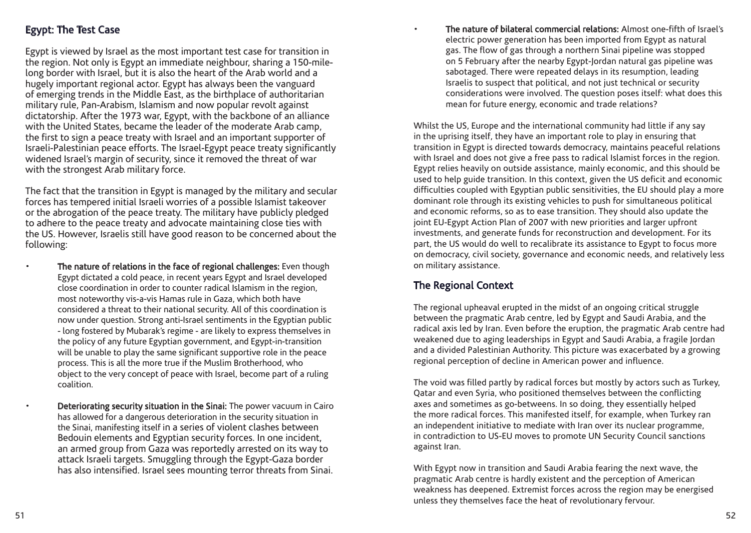## Egypt: The Test Case

Egypt is viewed by Israel as the most important test case for transition in the region. Not only is Egypt an immediate neighbour, sharing a 150-mile-long border with Israel, but it is also the heart of the Arab world and a hugely important regional actor. Egypt has always been the vanguard of emerging trends in the Middle East, as the birthplace of authoritarian military rule, Pan-Arabism, Islamism and now popular revolt against dictatorship. After the 1973 war, Egypt, with the backbone of an alliance with the United States, became the leader of the moderate Arab camp, the first to sign a peace treaty with Israel and an important supporter of Israeli-Palestinian peace efforts. The Israel-Egypt peace treaty significantly widened Israel's margin of security, since it removed the threat of war with the strongest Arab military force.

The fact that the transition in Egypt is managed by the military and secular forces has tempered initial Israeli worries of a possible Islamist takeover or the abrogation of the peace treaty. The military have publicly pledged to adhere to the peace treaty and advocate maintaining close ties with the US. However, Israelis still have good reason to be concerned about the following:

- **The nature of relations in the face of regional challenges:** Even though Egypt dictated a cold peace, in recent years Egypt and Israel developed close coordination in order to counter radical Islamism in the region, most noteworthy vis-a-vis Hamas rule in Gaza, which both have considered a threat to their national security. All of this coordination is now under question. Strong anti-Israel sentiments in the Egyptian public - long fostered by Mubarak's regime - are likely to express themselves in the policy of any future Egyptian government, and Egypt-in-transition will be unable to play the same significant supportive role in the peace process. This is all the more true if the Muslim Brotherhood, who object to the very concept of peace with Israel, become part of a ruling coalition.

- **Deteriorating security situation in the Sinai:** The power vacuum in Cairo has allowed for a dangerous deterioration in the security situation in the Sinai, manifesting itself in a series of violent clashes between Bedouin elements and Egyptian security forces. In one incident, an armed group from Gaza was reportedly arrested on its way to attack Israeli targets. Smuggling through the Egypt-Gaza border has also intensified. Israel sees mounting terror threats from Sinai.

- **The nature of bilateral commercial relations:** Almost one-fifth of Israel's electric power generation has been imported from Egypt as natural gas. The flow of gas through a northern Sinai pipeline was stopped on 5 February after the nearby Egypt-Jordan natural gas pipeline was sabotaged. There were repeated delays in its resumption, leading Israelis to suspect that political, and not just technical or security considerations were involved. The question poses itself: what does this mean for future energy, economic and trade relations?

Whilst the US, Europe and the international community had little if any say in the uprising itself, they have an important role to play in ensuring that transition in Egypt is directed towards democracy, maintains peaceful relations with Israel and does not give a free pass to radical Islamist forces in the region. Egypt relies heavily on outside assistance, mainly economic, and this should be used to help guide transition. In this context, given the US deficit and economic difficulties coupled with Egyptian public sensitivities, the EU should play a more dominant role through its existing vehicles to push for simultaneous political and economic reforms, so as to ease transition. They should also update the joint EU-Egypt Action Plan of 2007 with new priorities and larger upfront investments, and generate funds for reconstruction and development. For its part, the US would do well to recalibrate its assistance to Egypt to focus more on democracy, civil society, governance and economic needs, and relatively less on military assistance.

## The Regional Context

The regional upheaval erupted in the midst of an ongoing critical struggle between the pragmatic Arab centre, led by Egypt and Saudi Arabia, and the radical axis led by Iran. Even before the eruption, the pragmatic Arab centre had weakened due to aging leaderships in Egypt and Saudi Arabia, a fragile Jordan and a divided Palestinian Authority. This picture was exacerbated by a growing regional perception of decline in American power and influence.

The void was filled partly by radical forces but mostly by actors such as Turkey, Qatar and even Syria, who positioned themselves between the conflicting axes and sometimes as go-betweens. In so doing, they essentially helped the more radical forces. This manifested itself, for example, when Turkey ran an independent initiative to mediate with Iran over its nuclear programme, in contradiction to US-EU moves to promote UN Security Council sanctions against Iran.

With Egypt now in transition and Saudi Arabia fearing the next wave, the pragmatic Arab centre is hardly existent and the perception of American weakness has deepened. Extremist forces across the region may be energised unless they themselves face the heat of revolutionary fervour.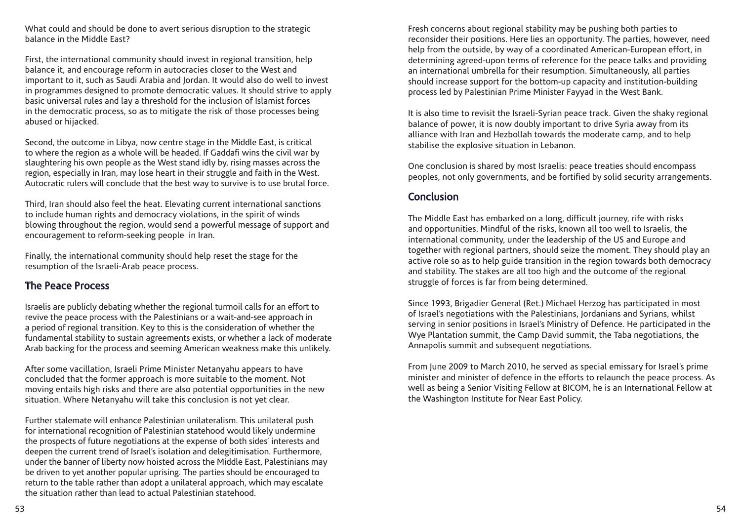What could and should be done to avert serious disruption to the strategic balance in the Middle East?

First, the international community should invest in regional transition, help balance it, and encourage reform in autocracies closer to the West and important to it, such as Saudi Arabia and Jordan. It would also do well to invest in programmes designed to promote democratic values. It should strive to apply basic universal rules and lay a threshold for the inclusion of Islamist forces in the democratic process, so as to mitigate the risk of those processes being abused or hijacked.

Second, the outcome in Libya, now centre stage in the Middle East, is critical to where the region as a whole will be headed. If Gaddafi wins the civil war by slaughtering his own people as the West stand idly by, rising masses across the region, especially in Iran, may lose heart in their struggle and faith in the West. Autocratic rulers will conclude that the best way to survive is to use brutal force.

Third, Iran should also feel the heat. Elevating current international sanctions to include human rights and democracy violations, in the spirit of winds blowing throughout the region, would send a powerful message of support and encouragement to reform-seeking people in Iran.

Finally, the international community should help reset the stage for the resumption of the Israeli-Arab peace process.

## The Peace Process

Israelis are publicly debating whether the regional turmoil calls for an effort to revive the peace process with the Palestinians or a wait-and-see approach in a period of regional transition. Key to this is the consideration of whether the fundamental stability to sustain agreements exists, or whether a lack of moderate Arab backing for the process and seeming American weakness make this unlikely.

After some vacillation, Israeli Prime Minister Netanyahu appears to have concluded that the former approach is more suitable to the moment. Not moving entails high risks and there are also potential opportunities in the new situation. Where Netanyahu will take this conclusion is not yet clear.

Further stalemate will enhance Palestinian unilateralism. This unilateral push for international recognition of Palestinian statehood would likely undermine the prospects of future negotiations at the expense of both sides' interests and deepen the current trend of Israel's isolation and delegitimisation. Furthermore, under the banner of liberty now hoisted across the Middle East, Palestinians may be driven to yet another popular uprising. The parties should be encouraged to return to the table rather than adopt a unilateral approach, which may escalate the situation rather than lead to actual Palestinian statehood.

Fresh concerns about regional stability may be pushing both parties to reconsider their positions. Here lies an opportunity. The parties, however, need help from the outside, by way of a coordinated American-European effort, in determining agreed-upon terms of reference for the peace talks and providing an international umbrella for their resumption. Simultaneously, all parties should increase support for the bottom-up capacity and institution-building process led by Palestinian Prime Minister Fayyad in the West Bank.

It is also time to revisit the Israeli-Syrian peace track. Given the shaky regional balance of power, it is now doubly important to drive Syria away from its alliance with Iran and Hezbollah towards the moderate camp, and to help stabilise the explosive situation in Lebanon.

One conclusion is shared by most Israelis: peace treaties should encompass peoples, not only governments, and be fortified by solid security arrangements.

## Conclusion

The Middle East has embarked on a long, difficult journey, rife with risks and opportunities. Mindful of the risks, known all too well to Israelis, the international community, under the leadership of the US and Europe and together with regional partners, should seize the moment. They should play an active role so as to help guide transition in the region towards both democracy and stability. The stakes are all too high and the outcome of the regional struggle of forces is far from being determined.

Since 1993, Brigadier General (Ret.) Michael Herzog has participated in most of Israel's negotiations with the Palestinians, Jordanians and Syrians, whilst serving in senior positions in Israel's Ministry of Defence. He participated in the Wye Plantation summit, the Camp David summit, the Taba negotiations, the Annapolis summit and subsequent negotiations.

From June 2009 to March 2010, he served as special emissary for Israel's prime minister and minister of defence in the efforts to relaunch the peace process. As well as being a Senior Visiting Fellow at BICOM, he is an International Fellow at the Washington Institute for Near East Policy.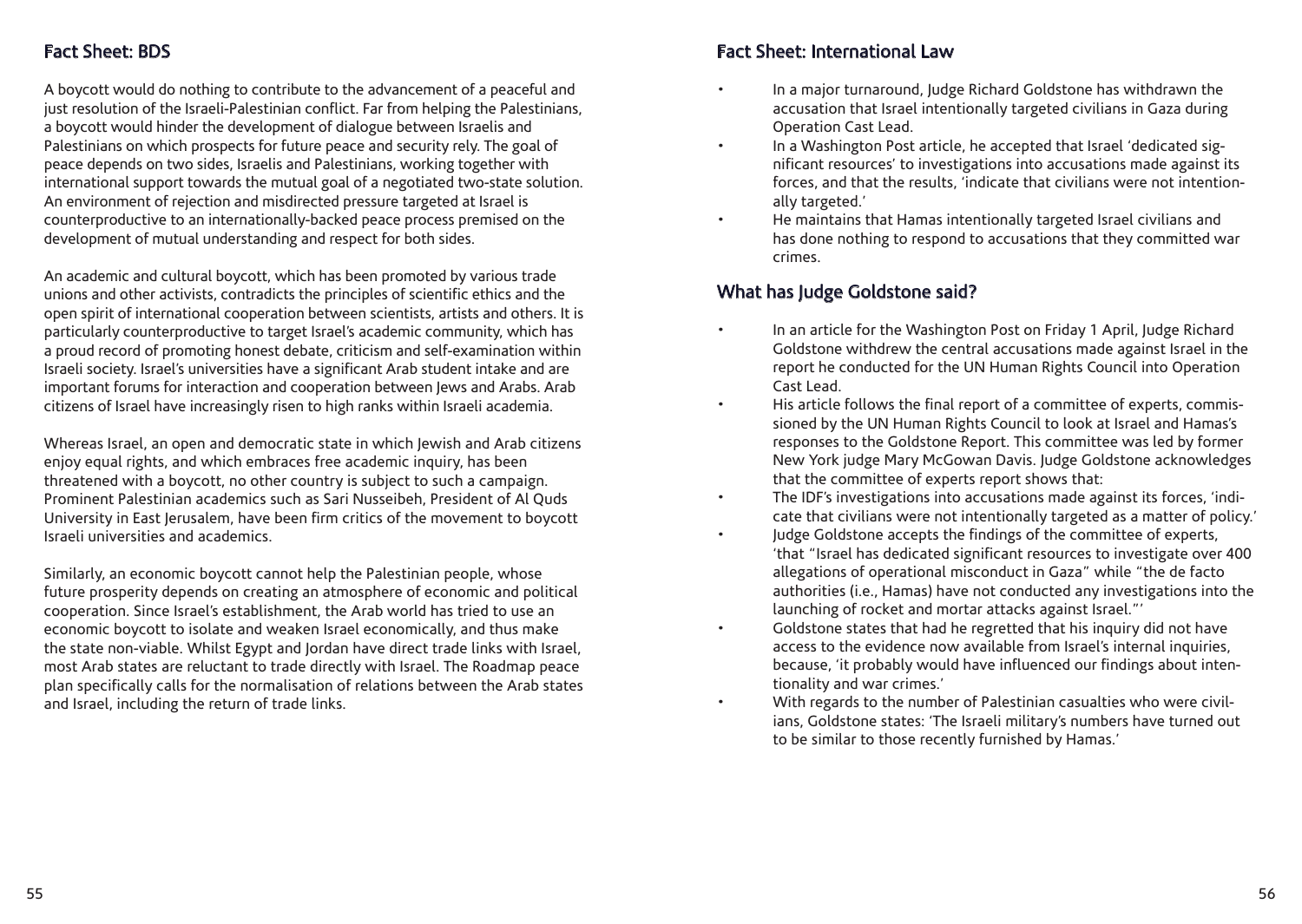## Fact Sheet: BDS

A boycott would do nothing to contribute to the advancement of a peaceful and just resolution of the Israeli-Palestinian conflict. Far from helping the Palestinians, a boycott would hinder the development of dialogue between Israelis and Palestinians on which prospects for future peace and security rely. The goal of peace depends on two sides, Israelis and Palestinians, working together with international support towards the mutual goal of a negotiated two-state solution. An environment of rejection and misdirected pressure targeted at Israel is counterproductive to an internationally-backed peace process premised on the development of mutual understanding and respect for both sides.

An academic and cultural boycott, which has been promoted by various trade unions and other activists, contradicts the principles of scientific ethics and the open spirit of international cooperation between scientists, artists and others. It is particularly counterproductive to target Israel's academic community, which has a proud record of promoting honest debate, criticism and self-examination within Israeli society. Israel's universities have a significant Arab student intake and are important forums for interaction and cooperation between Jews and Arabs. Arab citizens of Israel have increasingly risen to high ranks within Israeli academia.

Whereas Israel, an open and democratic state in which Jewish and Arab citizens enjoy equal rights, and which embraces free academic inquiry, has been threatened with a boycott, no other country is subject to such a campaign. Prominent Palestinian academics such as Sari Nusseibeh, President of Al Quds University in East Jerusalem, have been firm critics of the movement to boycott Israeli universities and academics.

Similarly, an economic boycott cannot help the Palestinian people, whose future prosperity depends on creating an atmosphere of economic and political cooperation. Since Israel's establishment, the Arab world has tried to use an economic boycott to isolate and weaken Israel economically, and thus make the state non-viable. Whilst Egypt and Jordan have direct trade links with Israel, most Arab states are reluctant to trade directly with Israel. The Roadmap peace plan specifically calls for the normalisation of relations between the Arab states and Israel, including the return of trade links.

## Fact Sheet: International Law

- In a major turnaround, Judge Richard Goldstone has withdrawn the accusation that Israel intentionally targeted civilians in Gaza during Operation Cast Lead.
- In a Washington Post article, he accepted that Israel 'dedicated significant resources' to investigations into accusations made against its forces, and that the results, 'indicate that civilians were not intentionally targeted.'
- He maintains that Hamas intentionally targeted Israel civilians and has done nothing to respond to accusations that they committed war crimes.

## What has Judge Goldstone said?

- In an article for the Washington Post on Friday 1 April, Judge Richard Goldstone withdrew the central accusations made against Israel in the report he conducted for the UN Human Rights Council into Operation Cast Lead.
- His article follows the final report of a committee of experts, commissioned by the UN Human Rights Council to look at Israel and Hamas's responses to the Goldstone Report. This committee was led by former New York judge Mary McGowan Davis. Judge Goldstone acknowledges that the committee of experts report shows that:
- The IDF's investigations into accusations made against its forces, 'indicate that civilians were not intentionally targeted as a matter of policy.'
- Judge Goldstone accepts the findings of the committee of experts, 'that "Israel has dedicated significant resources to investigate over 400 allegations of operational misconduct in Gaza" while "the de facto authorities (i.e., Hamas) have not conducted any investigations into the launching of rocket and mortar attacks against Israel."'
- Goldstone states that had he regretted that his inquiry did not have access to the evidence now available from Israel's internal inquiries, because, 'it probably would have influenced our findings about intentionality and war crimes.'
- With regards to the number of Palestinian casualties who were civilians, Goldstone states: 'The Israeli military's numbers have turned out to be similar to those recently furnished by Hamas.'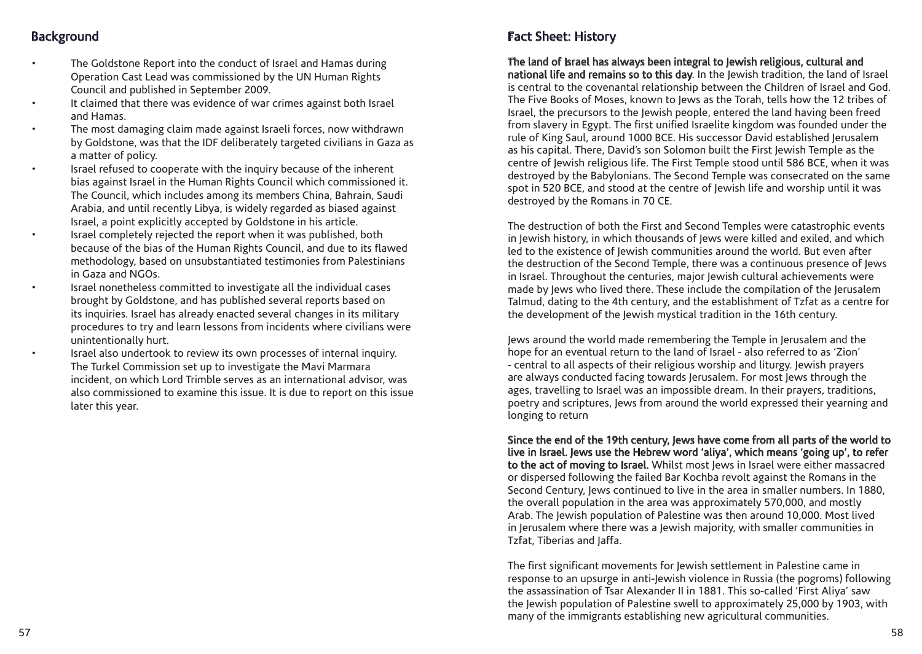## Background

- The Goldstone Report into the conduct of Israel and Hamas during Operation Cast Lead was commissioned by the UN Human Rights Council and published in September 2009.
- It claimed that there was evidence of war crimes against both Israel and Hamas.
- The most damaging claim made against Israeli forces, now withdrawn by Goldstone, was that the IDF deliberately targeted civilians in Gaza as a matter of policy.
- Israel refused to cooperate with the inquiry because of the inherent bias against Israel in the Human Rights Council which commissioned it. The Council, which includes among its members China, Bahrain, Saudi Arabia, and until recently Libya, is widely regarded as biased against Israel, a point explicitly accepted by Goldstone in his article.
- Israel completely rejected the report when it was published, both because of the bias of the Human Rights Council, and due to its flawed methodology, based on unsubstantiated testimonies from Palestinians in Gaza and NGOs.
- Israel nonetheless committed to investigate all the individual cases brought by Goldstone, and has published several reports based on its inquiries. Israel has already enacted several changes in its military procedures to try and learn lessons from incidents where civilians were unintentionally hurt.
- Israel also undertook to review its own processes of internal inquiry. The Turkel Commission set up to investigate the Mavi Marmara incident, on which Lord Trimble serves as an international advisor, was also commissioned to examine this issue. It is due to report on this issue later this year.

## Fact Sheet: History

**The land of Israel has always been integral to Jewish religious, cultural and national life and remains so to this day**. In the Jewish tradition, the land of Israel is central to the covenantal relationship between the Children of Israel and God. The Five Books of Moses, known to Jews as the Torah, tells how the 12 tribes of Israel, the precursors to the Jewish people, entered the land having been freed from slavery in Egypt. The first unified Israelite kingdom was founded under the rule of King Saul, around 1000 BCE. His successor David established Jerusalem as his capital. There, David's son Solomon built the First Jewish Temple as the centre of Jewish religious life. The First Temple stood until 586 BCE, when it was destroyed by the Babylonians. The Second Temple was consecrated on the same spot in 520 BCE, and stood at the centre of Jewish life and worship until it was destroyed by the Romans in 70 CE.

The destruction of both the First and Second Temples were catastrophic events in Jewish history, in which thousands of Jews were killed and exiled, and which led to the existence of Jewish communities around the world. But even after the destruction of the Second Temple, there was a continuous presence of Jews in Israel. Throughout the centuries, major Jewish cultural achievements were made by Jews who lived there. These include the compilation of the Jerusalem Talmud, dating to the 4th century, and the establishment of Tzfat as a centre for the development of the Jewish mystical tradition in the 16th century.

Jews around the world made remembering the Temple in Jerusalem and the hope for an eventual return to the land of Israel - also referred to as 'Zion' - central to all aspects of their religious worship and liturgy. Jewish prayers are always conducted facing towards Jerusalem. For most Jews through the ages, travelling to Israel was an impossible dream. In their prayers, traditions, poetry and scriptures, Jews from around the world expressed their yearning and longing to return

**Since the end of the 19th century, Jews have come from all parts of the world to live in Israel. Jews use the Hebrew word 'aliya', which means 'going up', to refer to the act of moving to Israel.** Whilst most Jews in Israel were either massacred or dispersed following the failed Bar Kochba revolt against the Romans in the Second Century, Jews continued to live in the area in smaller numbers. In 1880, the overall population in the area was approximately 570,000, and mostly Arab. The Jewish population of Palestine was then around 10,000. Most lived in Jerusalem where there was a Jewish majority, with smaller communities in Tzfat, Tiberias and Jaffa.

The first significant movements for Jewish settlement in Palestine came in response to an upsurge in anti-Jewish violence in Russia (the pogroms) following the assassination of Tsar Alexander II in 1881. This so-called 'First Aliya' saw the Jewish population of Palestine swell to approximately 25,000 by 1903, with many of the immigrants establishing new agricultural communities.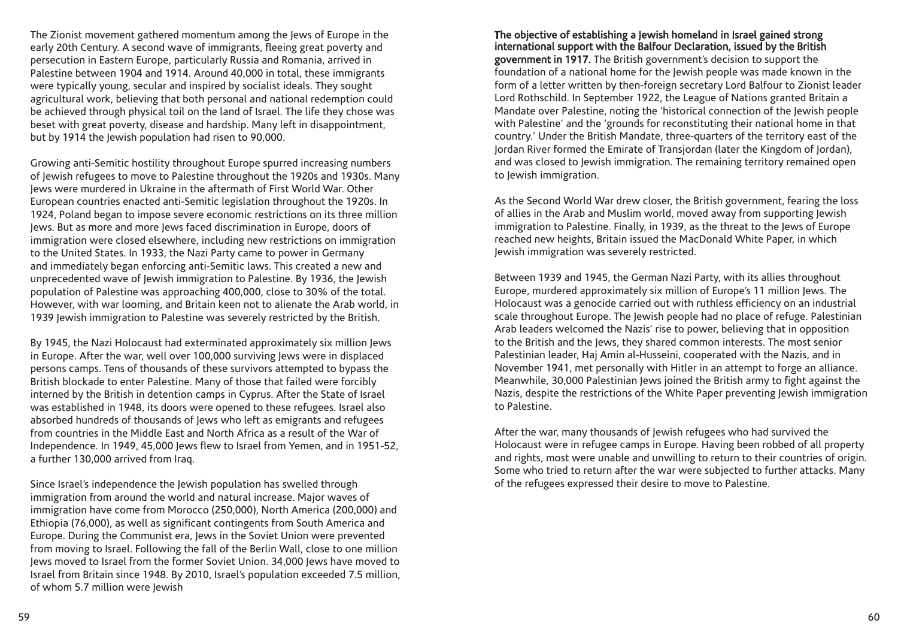The Zionist movement gathered momentum among the Jews of Europe in the early 20th Century. A second wave of immigrants, fleeing great poverty and persecution in Eastern Europe, particularly Russia and Romania, arrived in Palestine between 1904 and 1914. Around 40,000 in total, these immigrants were typically young, secular and inspired by socialist ideals. They sought agricultural work, believing that both personal and national redemption could be achieved through physical toil on the land of Israel. The life they chose was beset with great poverty, disease and hardship. Many left in disappointment, but by 1914 the Jewish population had risen to 90,000.

Growing anti-Semitic hostility throughout Europe spurred increasing numbers of Jewish refugees to move to Palestine throughout the 1920s and 1930s. Many Jews were murdered in Ukraine in the aftermath of First World War. Other European countries enacted anti-Semitic legislation throughout the 1920s. In 1924, Poland began to impose severe economic restrictions on its three million Jews. But as more and more Jews faced discrimination in Europe, doors of immigration were closed elsewhere, including new restrictions on immigration to the United States. In 1933, the Nazi Party came to power in Germany and immediately began enforcing anti-Semitic laws. This created a new and unprecedented wave of Jewish immigration to Palestine. By 1936, the Jewish population of Palestine was approaching 400,000, close to 30% of the total. However, with war looming, and Britain keen not to alienate the Arab world, in 1939 Jewish immigration to Palestine was severely restricted by the British.

By 1945, the Nazi Holocaust had exterminated approximately six million Jews in Europe. After the war, well over 100,000 surviving Jews were in displaced persons camps. Tens of thousands of these survivors attempted to bypass the British blockade to enter Palestine. Many of those that failed were forcibly interned by the British in detention camps in Cyprus. After the State of Israel was established in 1948, its doors were opened to these refugees. Israel also absorbed hundreds of thousands of Jews who left as emigrants and refugees from countries in the Middle East and North Africa as a result of the War of Independence. In 1949, 45,000 Jews flew to Israel from Yemen, and in 1951-52, a further 130,000 arrived from Iraq.

Since Israel's independence the Jewish population has swelled through immigration from around the world and natural increase. Major waves of immigration have come from Morocco (250,000), North America (200,000) and Ethiopia (76,000), as well as significant contingents from South America and Europe. During the Communist era, Jews in the Soviet Union were prevented from moving to Israel. Following the fall of the Berlin Wall, close to one million Jews moved to Israel from the former Soviet Union. 34,000 Jews have moved to Israel from Britain since 1948. By 2010, Israel's population exceeded 7.5 million, of whom 5.7 million were Jewish

**The objective of establishing a Jewish homeland in Israel gained strong international support with the Balfour Declaration, issued by the British government in 1917.** The British government's decision to support the foundation of a national home for the Jewish people was made known in the form of a letter written by then-foreign secretary Lord Balfour to Zionist leader Lord Rothschild. In September 1922, the League of Nations granted Britain a Mandate over Palestine, noting the 'historical connection of the Jewish people with Palestine' and the 'grounds for reconstituting their national home in that country.' Under the British Mandate, three-quarters of the territory east of the Jordan River formed the Emirate of Transjordan (later the Kingdom of Jordan), and was closed to Jewish immigration. The remaining territory remained open to Jewish immigration.

As the Second World War drew closer, the British government, fearing the loss of allies in the Arab and Muslim world, moved away from supporting Jewish immigration to Palestine. Finally, in 1939, as the threat to the Jews of Europe reached new heights, Britain issued the MacDonald White Paper, in which Jewish immigration was severely restricted.

Between 1939 and 1945, the German Nazi Party, with its allies throughout Europe, murdered approximately six million of Europe's 11 million Jews. The Holocaust was a genocide carried out with ruthless efficiency on an industrial scale throughout Europe. The Jewish people had no place of refuge. Palestinian Arab leaders welcomed the Nazis' rise to power, believing that in opposition to the British and the Jews, they shared common interests. The most senior Palestinian leader, Haj Amin al-Husseini, cooperated with the Nazis, and in November 1941, met personally with Hitler in an attempt to forge an alliance. Meanwhile, 30,000 Palestinian Jews joined the British army to fight against the Nazis, despite the restrictions of the White Paper preventing Jewish immigration to Palestine.

After the war, many thousands of Jewish refugees who had survived the Holocaust were in refugee camps in Europe. Having been robbed of all property and rights, most were unable and unwilling to return to their countries of origin. Some who tried to return after the war were subjected to further attacks. Many of the refugees expressed their desire to move to Palestine.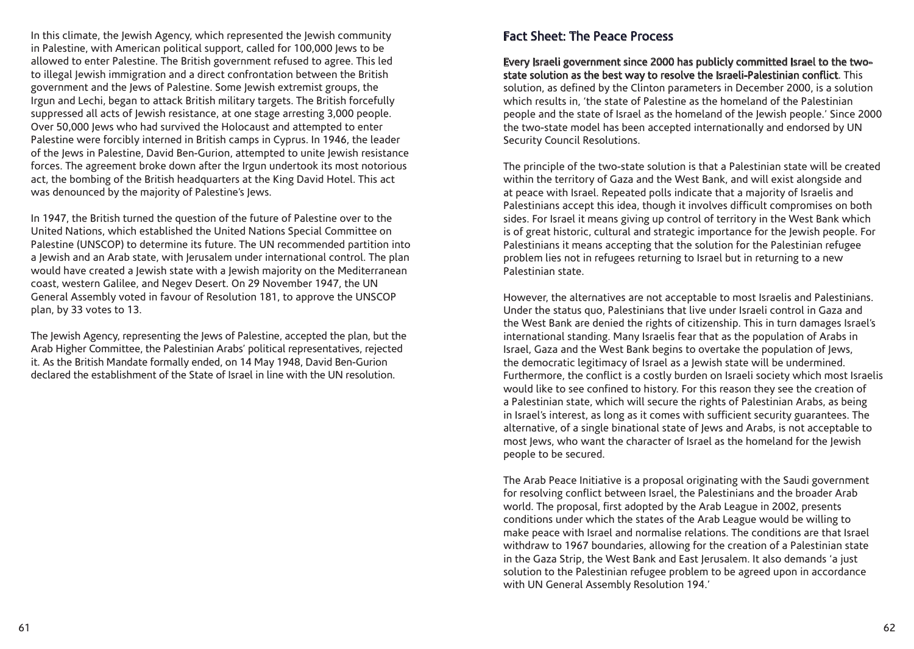In this climate, the Jewish Agency, which represented the Jewish community in Palestine, with American political support, called for 100,000 Jews to be allowed to enter Palestine. The British government refused to agree. This led to illegal Jewish immigration and a direct confrontation between the British government and the Jews of Palestine. Some Jewish extremist groups, the Irgun and Lechi, began to attack British military targets. The British forcefully suppressed all acts of Jewish resistance, at one stage arresting 3,000 people. Over 50,000 Jews who had survived the Holocaust and attempted to enter Palestine were forcibly interned in British camps in Cyprus. In 1946, the leader of the Jews in Palestine, David Ben-Gurion, attempted to unite Jewish resistance forces. The agreement broke down after the Irgun undertook its most notorious act, the bombing of the British headquarters at the King David Hotel. This act was denounced by the majority of Palestine's Jews.

In 1947, the British turned the question of the future of Palestine over to the United Nations, which established the United Nations Special Committee on Palestine (UNSCOP) to determine its future. The UN recommended partition into a Jewish and an Arab state, with Jerusalem under international control. The plan would have created a Jewish state with a Jewish majority on the Mediterranean coast, western Galilee, and Negev Desert. On 29 November 1947, the UN General Assembly voted in favour of Resolution 181, to approve the UNSCOP plan, by 33 votes to 13.

The Jewish Agency, representing the Jews of Palestine, accepted the plan, but the Arab Higher Committee, the Palestinian Arabs' political representatives, rejected it. As the British Mandate formally ended, on 14 May 1948, David Ben-Gurion declared the establishment of the State of Israel in line with the UN resolution.

## Fact Sheet: The Peace Process

**Every Israeli government since 2000 has publicly committed Israel to the two-state solution as the best way to resolve the Israeli-Palestinian conflict**. This solution, as defined by the Clinton parameters in December 2000, is a solution which results in, 'the state of Palestine as the homeland of the Palestinian people and the state of Israel as the homeland of the Jewish people.' Since 2000 the two-state model has been accepted internationally and endorsed by UN Security Council Resolutions.

The principle of the two-state solution is that a Palestinian state will be created within the territory of Gaza and the West Bank, and will exist alongside and at peace with Israel. Repeated polls indicate that a majority of Israelis and Palestinians accept this idea, though it involves difficult compromises on both sides. For Israel it means giving up control of territory in the West Bank which is of great historic, cultural and strategic importance for the Jewish people. For Palestinians it means accepting that the solution for the Palestinian refugee problem lies not in refugees returning to Israel but in returning to a new Palestinian state.

However, the alternatives are not acceptable to most Israelis and Palestinians. Under the status quo, Palestinians that live under Israeli control in Gaza and the West Bank are denied the rights of citizenship. This in turn damages Israel's international standing. Many Israelis fear that as the population of Arabs in Israel, Gaza and the West Bank begins to overtake the population of Jews, the democratic legitimacy of Israel as a Jewish state will be undermined. Furthermore, the conflict is a costly burden on Israeli society which most Israelis would like to see confined to history. For this reason they see the creation of a Palestinian state, which will secure the rights of Palestinian Arabs, as being in Israel's interest, as long as it comes with sufficient security guarantees. The alternative, of a single binational state of Jews and Arabs, is not acceptable to most Jews, who want the character of Israel as the homeland for the Jewish people to be secured.

The Arab Peace Initiative is a proposal originating with the Saudi government for resolving conflict between Israel, the Palestinians and the broader Arab world. The proposal, first adopted by the Arab League in 2002, presents conditions under which the states of the Arab League would be willing to make peace with Israel and normalise relations. The conditions are that Israel withdraw to 1967 boundaries, allowing for the creation of a Palestinian state in the Gaza Strip, the West Bank and East Jerusalem. It also demands 'a just solution to the Palestinian refugee problem to be agreed upon in accordance with UN General Assembly Resolution 194.'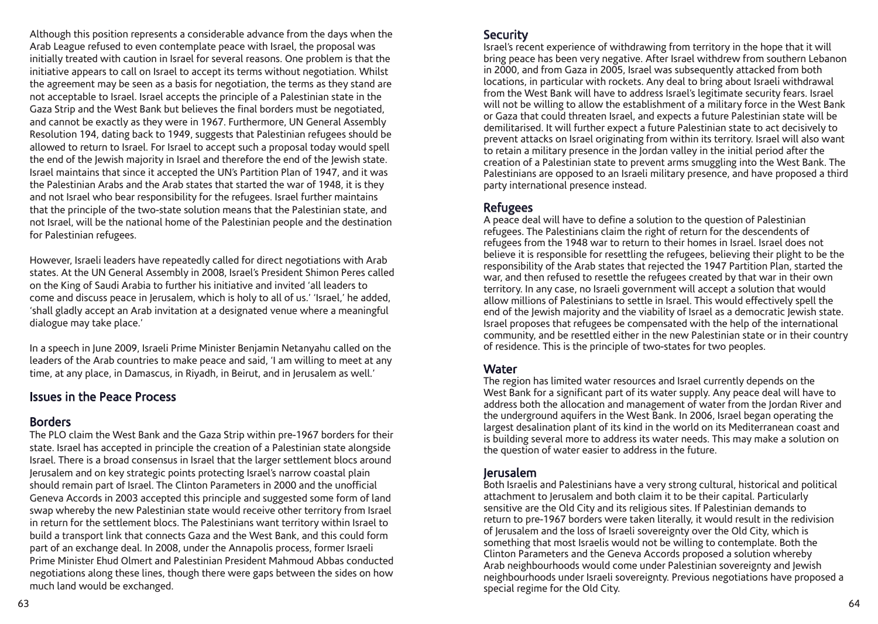Although this position represents a considerable advance from the days when the Arab League refused to even contemplate peace with Israel, the proposal was initially treated with caution in Israel for several reasons. One problem is that the initiative appears to call on Israel to accept its terms without negotiation. Whilst the agreement may be seen as a basis for negotiation, the terms as they stand are not acceptable to Israel. Israel accepts the principle of a Palestinian state in the Gaza Strip and the West Bank but believes the final borders must be negotiated, and cannot be exactly as they were in 1967. Furthermore, UN General Assembly Resolution 194, dating back to 1949, suggests that Palestinian refugees should be allowed to return to Israel. For Israel to accept such a proposal today would spell the end of the Jewish majority in Israel and therefore the end of the Jewish state. Israel maintains that since it accepted the UN's Partition Plan of 1947, and it was the Palestinian Arabs and the Arab states that started the war of 1948, it is they and not Israel who bear responsibility for the refugees. Israel further maintains that the principle of the two-state solution means that the Palestinian state, and not Israel, will be the national home of the Palestinian people and the destination for Palestinian refugees.

However, Israeli leaders have repeatedly called for direct negotiations with Arab states. At the UN General Assembly in 2008, Israel's President Shimon Peres called on the King of Saudi Arabia to further his initiative and invited 'all leaders to come and discuss peace in Jerusalem, which is holy to all of us.' 'Israel,' he added, 'shall gladly accept an Arab invitation at a designated venue where a meaningful dialogue may take place.'

In a speech in June 2009, Israeli Prime Minister Benjamin Netanyahu called on the leaders of the Arab countries to make peace and said, 'I am willing to meet at any time, at any place, in Damascus, in Riyadh, in Beirut, and in Jerusalem as well.'

## Issues in the Peace Process

### Borders

The PLO claim the West Bank and the Gaza Strip within pre-1967 borders for their state. Israel has accepted in principle the creation of a Palestinian state alongside Israel. There is a broad consensus in Israel that the larger settlement blocs around Jerusalem and on key strategic points protecting Israel's narrow coastal plain should remain part of Israel. The Clinton Parameters in 2000 and the unofficial Geneva Accords in 2003 accepted this principle and suggested some form of land swap whereby the new Palestinian state would receive other territory from Israel in return for the settlement blocs. The Palestinians want territory within Israel to build a transport link that connects Gaza and the West Bank, and this could form part of an exchange deal. In 2008, under the Annapolis process, former Israeli Prime Minister Ehud Olmert and Palestinian President Mahmoud Abbas conducted negotiations along these lines, though there were gaps between the sides on how much land would be exchanged.

### Security

Israel's recent experience of withdrawing from territory in the hope that it will bring peace has been very negative. After Israel withdrew from southern Lebanon in 2000, and from Gaza in 2005, Israel was subsequently attacked from both locations, in particular with rockets. Any deal to bring about Israeli withdrawal from the West Bank will have to address Israel's legitimate security fears. Israel will not be willing to allow the establishment of a military force in the West Bank or Gaza that could threaten Israel, and expects a future Palestinian state will be demilitarised. It will further expect a future Palestinian state to act decisively to prevent attacks on Israel originating from within its territory. Israel will also want to retain a military presence in the Jordan valley in the initial period after the creation of a Palestinian state to prevent arms smuggling into the West Bank. The Palestinians are opposed to an Israeli military presence, and have proposed a third party international presence instead.

### Refugees

A peace deal will have to define a solution to the question of Palestinian refugees. The Palestinians claim the right of return for the descendents of refugees from the 1948 war to return to their homes in Israel. Israel does not believe it is responsible for resettling the refugees, believing their plight to be the responsibility of the Arab states that rejected the 1947 Partition Plan, started the war, and then refused to resettle the refugees created by that war in their own territory. In any case, no Israeli government will accept a solution that would allow millions of Palestinians to settle in Israel. This would effectively spell the end of the Jewish majority and the viability of Israel as a democratic Jewish state. Israel proposes that refugees be compensated with the help of the international community, and be resettled either in the new Palestinian state or in their country of residence. This is the principle of two-states for two peoples.

### Water

The region has limited water resources and Israel currently depends on the West Bank for a significant part of its water supply. Any peace deal will have to address both the allocation and management of water from the Jordan River and the underground aquifers in the West Bank. In 2006, Israel began operating the largest desalination plant of its kind in the world on its Mediterranean coast and is building several more to address its water needs. This may make a solution on the question of water easier to address in the future.

### Jerusalem

Both Israelis and Palestinians have a very strong cultural, historical and political attachment to Jerusalem and both claim it to be their capital. Particularly sensitive are the Old City and its religious sites. If Palestinian demands to return to pre-1967 borders were taken literally, it would result in the redivision of Jerusalem and the loss of Israeli sovereignty over the Old City, which is something that most Israelis would not be willing to contemplate. Both the Clinton Parameters and the Geneva Accords proposed a solution whereby Arab neighbourhoods would come under Palestinian sovereignty and Jewish neighbourhoods under Israeli sovereignty. Previous negotiations have proposed a special regime for the Old City.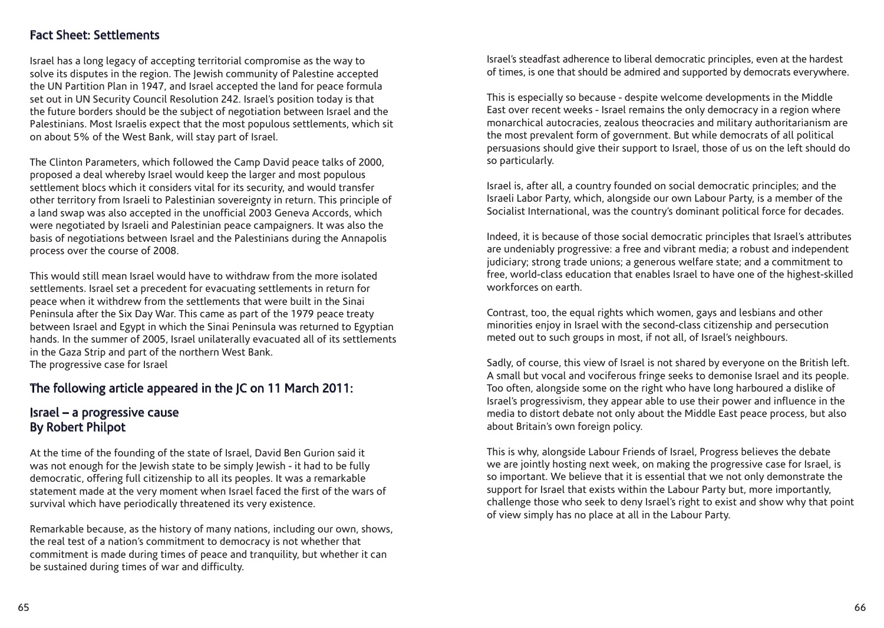## Fact Sheet: Settlements

Israel has a long legacy of accepting territorial compromise as the way to solve its disputes in the region. The Jewish community of Palestine accepted the UN Partition Plan in 1947, and Israel accepted the land for peace formula set out in UN Security Council Resolution 242. Israel's position today is that the future borders should be the subject of negotiation between Israel and the Palestinians. Most Israelis expect that the most populous settlements, which sit on about 5% of the West Bank, will stay part of Israel.

The Clinton Parameters, which followed the Camp David peace talks of 2000, proposed a deal whereby Israel would keep the larger and most populous settlement blocs which it considers vital for its security, and would transfer other territory from Israeli to Palestinian sovereignty in return. This principle of a land swap was also accepted in the unofficial 2003 Geneva Accords, which were negotiated by Israeli and Palestinian peace campaigners. It was also the basis of negotiations between Israel and the Palestinians during the Annapolis process over the course of 2008.

This would still mean Israel would have to withdraw from the more isolated settlements. Israel set a precedent for evacuating settlements in return for peace when it withdrew from the settlements that were built in the Sinai Peninsula after the Six Day War. This came as part of the 1979 peace treaty between Israel and Egypt in which the Sinai Peninsula was returned to Egyptian hands. In the summer of 2005, Israel unilaterally evacuated all of its settlements in the Gaza Strip and part of the northern West Bank.
The progressive case for Israel

## The following article appeared in the JC on 11 March 2011:

## Israel – a progressive cause
## By Robert Philpot

At the time of the founding of the state of Israel, David Ben Gurion said it was not enough for the Jewish state to be simply Jewish - it had to be fully democratic, offering full citizenship to all its peoples. It was a remarkable statement made at the very moment when Israel faced the first of the wars of survival which have periodically threatened its very existence.

Remarkable because, as the history of many nations, including our own, shows, the real test of a nation's commitment to democracy is not whether that commitment is made during times of peace and tranquility, but whether it can be sustained during times of war and difficulty.

Israel's steadfast adherence to liberal democratic principles, even at the hardest of times, is one that should be admired and supported by democrats everywhere.

This is especially so because - despite welcome developments in the Middle East over recent weeks - Israel remains the only democracy in a region where monarchical autocracies, zealous theocracies and military authoritarianism are the most prevalent form of government. But while democrats of all political persuasions should give their support to Israel, those of us on the left should do so particularly.

Israel is, after all, a country founded on social democratic principles; and the Israeli Labor Party, which, alongside our own Labour Party, is a member of the Socialist International, was the country's dominant political force for decades.

Indeed, it is because of those social democratic principles that Israel's attributes are undeniably progressive: a free and vibrant media; a robust and independent judiciary; strong trade unions; a generous welfare state; and a commitment to free, world-class education that enables Israel to have one of the highest-skilled workforces on earth.

Contrast, too, the equal rights which women, gays and lesbians and other minorities enjoy in Israel with the second-class citizenship and persecution meted out to such groups in most, if not all, of Israel's neighbours.

Sadly, of course, this view of Israel is not shared by everyone on the British left. A small but vocal and vociferous fringe seeks to demonise Israel and its people. Too often, alongside some on the right who have long harboured a dislike of Israel's progressivism, they appear able to use their power and influence in the media to distort debate not only about the Middle East peace process, but also about Britain's own foreign policy.

This is why, alongside Labour Friends of Israel, Progress believes the debate we are jointly hosting next week, on making the progressive case for Israel, is so important. We believe that it is essential that we not only demonstrate the support for Israel that exists within the Labour Party but, more importantly, challenge those who seek to deny Israel's right to exist and show why that point of view simply has no place at all in the Labour Party.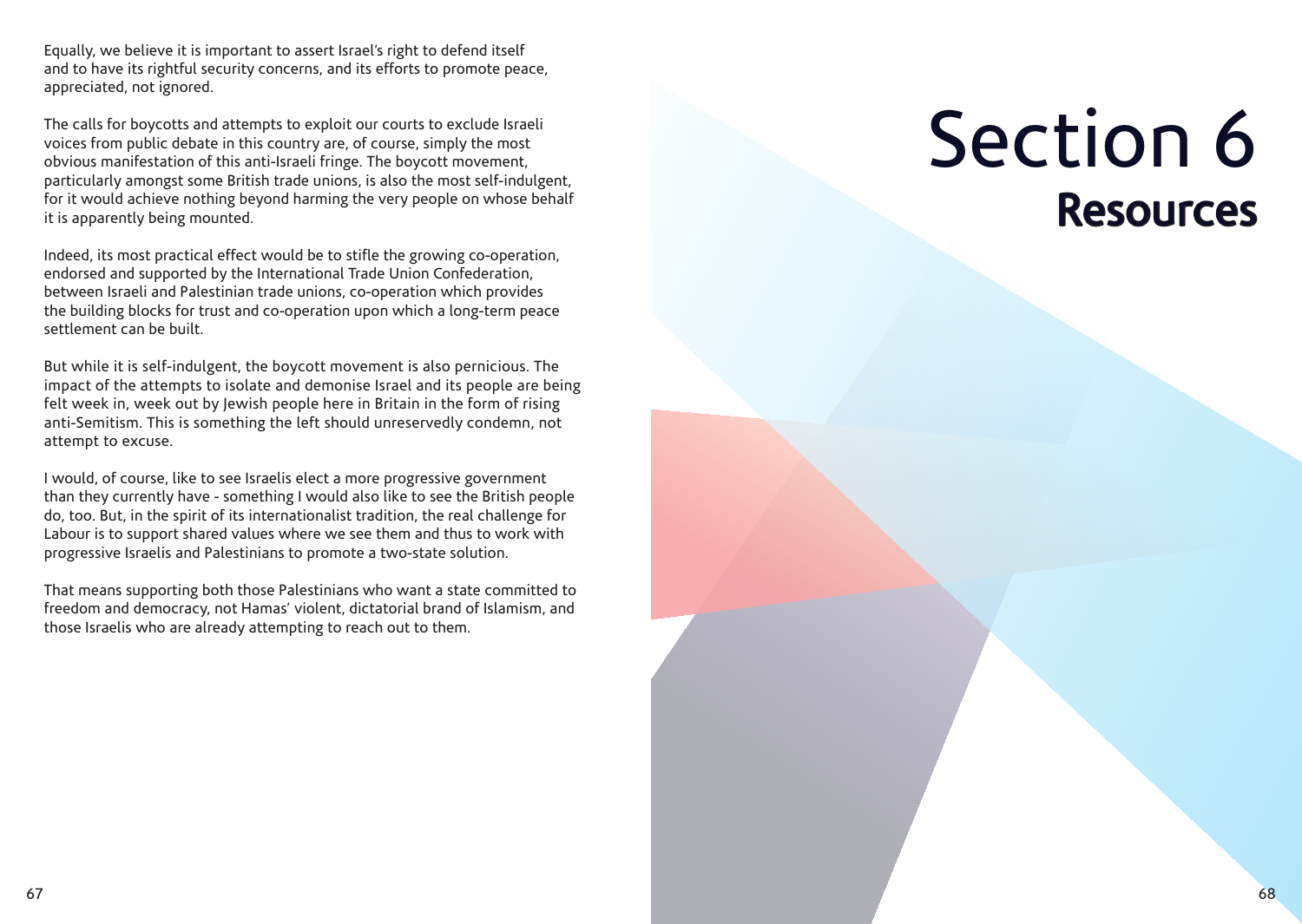Equally, we believe it is important to assert Israel's right to defend itself and to have its rightful security concerns, and its efforts to promote peace, appreciated, not ignored.

The calls for boycotts and attempts to exploit our courts to exclude Israeli voices from public debate in this country are, of course, simply the most obvious manifestation of this anti-Israeli fringe. The boycott movement, particularly amongst some British trade unions, is also the most self-indulgent, for it would achieve nothing beyond harming the very people on whose behalf it is apparently being mounted.

Indeed, its most practical effect would be to stifle the growing co-operation, endorsed and supported by the International Trade Union Confederation, between Israeli and Palestinian trade unions, co-operation which provides the building blocks for trust and co-operation upon which a long-term peace settlement can be built.

But while it is self-indulgent, the boycott movement is also pernicious. The impact of the attempts to isolate and demonise Israel and its people are being felt week in, week out by Jewish people here in Britain in the form of rising anti-Semitism. This is something the left should unreservedly condemn, not attempt to excuse.

I would, of course, like to see Israelis elect a more progressive government than they currently have - something I would also like to see the British people do, too. But, in the spirit of its internationalist tradition, the real challenge for Labour is to support shared values where we see them and thus to work with progressive Israelis and Palestinians to promote a two-state solution.

That means supporting both those Palestinians who want a state committed to freedom and democracy, not Hamas' violent, dictatorial brand of Islamism, and those Israelis who are already attempting to reach out to them.

# Section 6
## Resources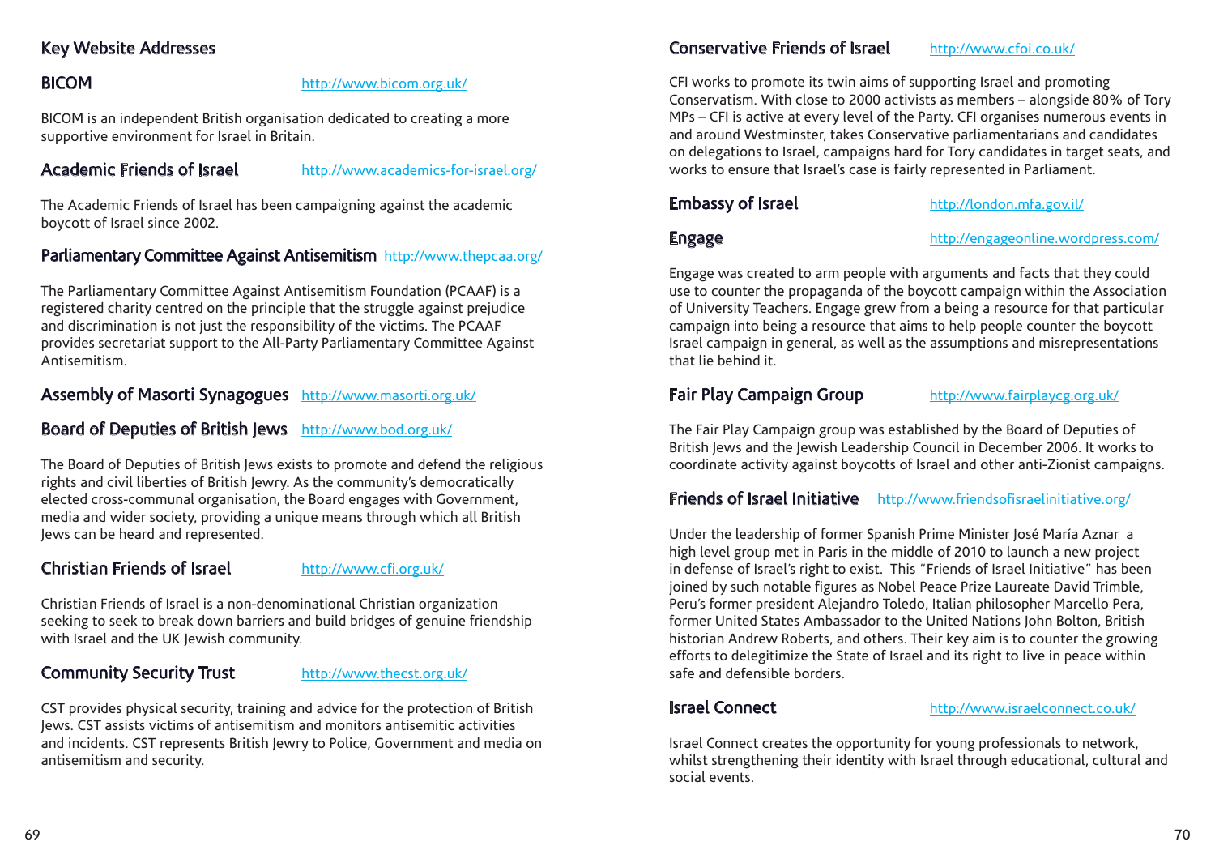## Key Website Addresses

### BICOM

http://www.bicom.org.uk/

BICOM is an independent British organisation dedicated to creating a more supportive environment for Israel in Britain.

### Academic Friends of Israel

http://www.academics-for-israel.org/

The Academic Friends of Israel has been campaigning against the academic boycott of Israel since 2002.

### Parliamentary Committee Against Antisemitism

http://www.thepcaa.org/

The Parliamentary Committee Against Antisemitism Foundation (PCAAF) is a registered charity centred on the principle that the struggle against prejudice and discrimination is not just the responsibility of the victims. The PCAAF provides secretariat support to the All-Party Parliamentary Committee Against Antisemitism.

### Assembly of Masorti Synagogues

http://www.masorti.org.uk/

### Board of Deputies of British Jews

http://www.bod.org.uk/

The Board of Deputies of British Jews exists to promote and defend the religious rights and civil liberties of British Jewry. As the community's democratically elected cross-communal organisation, the Board engages with Government, media and wider society, providing a unique means through which all British Jews can be heard and represented.

### Christian Friends of Israel

http://www.cfi.org.uk/

Christian Friends of Israel is a non-denominational Christian organization seeking to seek to break down barriers and build bridges of genuine friendship with Israel and the UK Jewish community.

### Community Security Trust

http://www.thecst.org.uk/

CST provides physical security, training and advice for the protection of British Jews. CST assists victims of antisemitism and monitors antisemitic activities and incidents. CST represents British Jewry to Police, Government and media on antisemitism and security.

### Conservative Friends of Israel

http://www.cfoi.co.uk/

CFI works to promote its twin aims of supporting Israel and promoting Conservatism. With close to 2000 activists as members – alongside 80% of Tory MPs – CFI is active at every level of the Party. CFI organises numerous events in and around Westminster, takes Conservative parliamentarians and candidates on delegations to Israel, campaigns hard for Tory candidates in target seats, and works to ensure that Israel's case is fairly represented in Parliament.

### Embassy of Israel

http://london.mfa.gov.il/

### Engage

http://engageonline.wordpress.com/

Engage was created to arm people with arguments and facts that they could use to counter the propaganda of the boycott campaign within the Association of University Teachers. Engage grew from a being a resource for that particular campaign into being a resource that aims to help people counter the boycott Israel campaign in general, as well as the assumptions and misrepresentations that lie behind it.

### Fair Play Campaign Group

http://www.fairplaycg.org.uk/

The Fair Play Campaign group was established by the Board of Deputies of British Jews and the Jewish Leadership Council in December 2006. It works to coordinate activity against boycotts of Israel and other anti-Zionist campaigns.

### Friends of Israel Initiative

http://www.friendsofisraelinitiative.org/

Under the leadership of former Spanish Prime Minister José María Aznar a high level group met in Paris in the middle of 2010 to launch a new project in defense of Israel's right to exist. This "Friends of Israel Initiative" has been joined by such notable figures as Nobel Peace Prize Laureate David Trimble, Peru's former president Alejandro Toledo, Italian philosopher Marcello Pera, former United States Ambassador to the United Nations John Bolton, British historian Andrew Roberts, and others. Their key aim is to counter the growing efforts to delegitimize the State of Israel and its right to live in peace within safe and defensible borders.

### Israel Connect

http://www.israelconnect.co.uk/

Israel Connect creates the opportunity for young professionals to network, whilst strengthening their identity with Israel through educational, cultural and social events.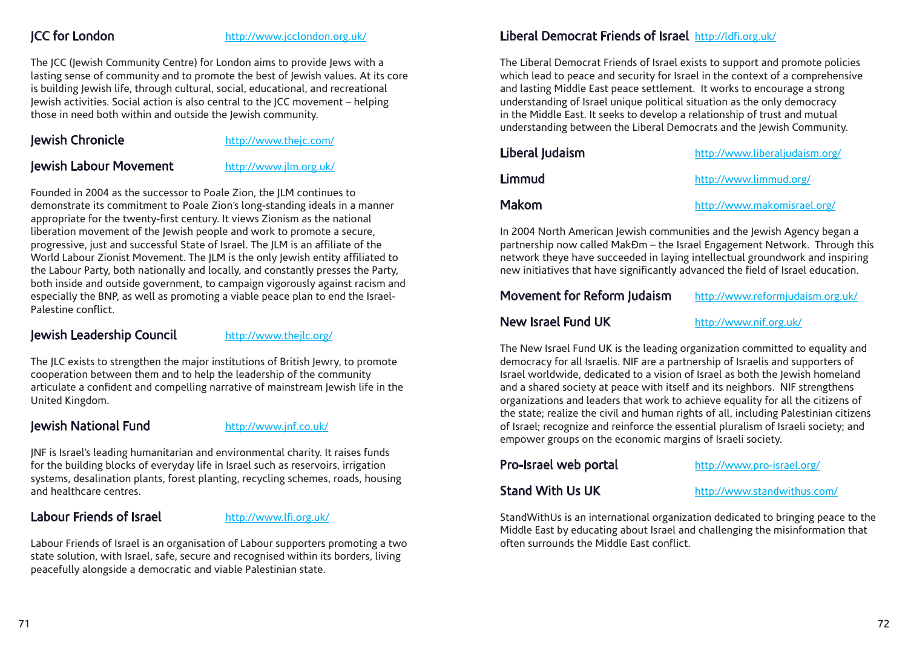## JCC for London

http://www.jcclondon.org.uk/

The JCC (Jewish Community Centre) for London aims to provide Jews with a lasting sense of community and to promote the best of Jewish values. At its core is building Jewish life, through cultural, social, educational, and recreational Jewish activities. Social action is also central to the JCC movement – helping those in need both within and outside the Jewish community.

## Jewish Chronicle

http://www.thejc.com/

## Jewish Labour Movement

http://www.jlm.org.uk/

Founded in 2004 as the successor to Poale Zion, the JLM continues to demonstrate its commitment to Poale Zion's long-standing ideals in a manner appropriate for the twenty-first century. It views Zionism as the national liberation movement of the Jewish people and work to promote a secure, progressive, just and successful State of Israel. The JLM is an affiliate of the World Labour Zionist Movement. The JLM is the only Jewish entity affiliated to the Labour Party, both nationally and locally, and constantly presses the Party, both inside and outside government, to campaign vigorously against racism and especially the BNP, as well as promoting a viable peace plan to end the Israel-Palestine conflict.

## Jewish Leadership Council

http://www.thejlc.org/

The JLC exists to strengthen the major institutions of British Jewry, to promote cooperation between them and to help the leadership of the community articulate a confident and compelling narrative of mainstream Jewish life in the United Kingdom.

## Jewish National Fund

http://www.jnf.co.uk/

JNF is Israel's leading humanitarian and environmental charity. It raises funds for the building blocks of everyday life in Israel such as reservoirs, irrigation systems, desalination plants, forest planting, recycling schemes, roads, housing and healthcare centres.

## Labour Friends of Israel

http://www.lfi.org.uk/

Labour Friends of Israel is an organisation of Labour supporters promoting a two state solution, with Israel, safe, secure and recognised within its borders, living peacefully alongside a democratic and viable Palestinian state.

## Liberal Democrat Friends of Israel

http://ldfi.org.uk/

The Liberal Democrat Friends of Israel exists to support and promote policies which lead to peace and security for Israel in the context of a comprehensive and lasting Middle East peace settlement. It works to encourage a strong understanding of Israel unique political situation as the only democracy in the Middle East. It seeks to develop a relationship of trust and mutual understanding between the Liberal Democrats and the Jewish Community.

## Liberal Judaism

http://www.liberaljudaism.org/

## Limmud

http://www.limmud.org/

## Makom

http://www.makomisrael.org/

In 2004 North American Jewish communities and the Jewish Agency began a partnership now called MakÐm – the Israel Engagement Network. Through this network theye have succeeded in laying intellectual groundwork and inspiring new initiatives that have significantly advanced the field of Israel education.

## Movement for Reform Judaism

http://www.reformjudaism.org.uk/

## New Israel Fund UK

http://www.nif.org.uk/

The New Israel Fund UK is the leading organization committed to equality and democracy for all Israelis. NIF are a partnership of Israelis and supporters of Israel worldwide, dedicated to a vision of Israel as both the Jewish homeland and a shared society at peace with itself and its neighbors. NIF strengthens organizations and leaders that work to achieve equality for all the citizens of the state; realize the civil and human rights of all, including Palestinian citizens of Israel; recognize and reinforce the essential pluralism of Israeli society; and empower groups on the economic margins of Israeli society.

## Pro-Israel web portal

http://www.pro-israel.org/

## Stand With Us UK

http://www.standwithus.com/

StandWithUs is an international organization dedicated to bringing peace to the Middle East by educating about Israel and challenging the misinformation that often surrounds the Middle East conflict.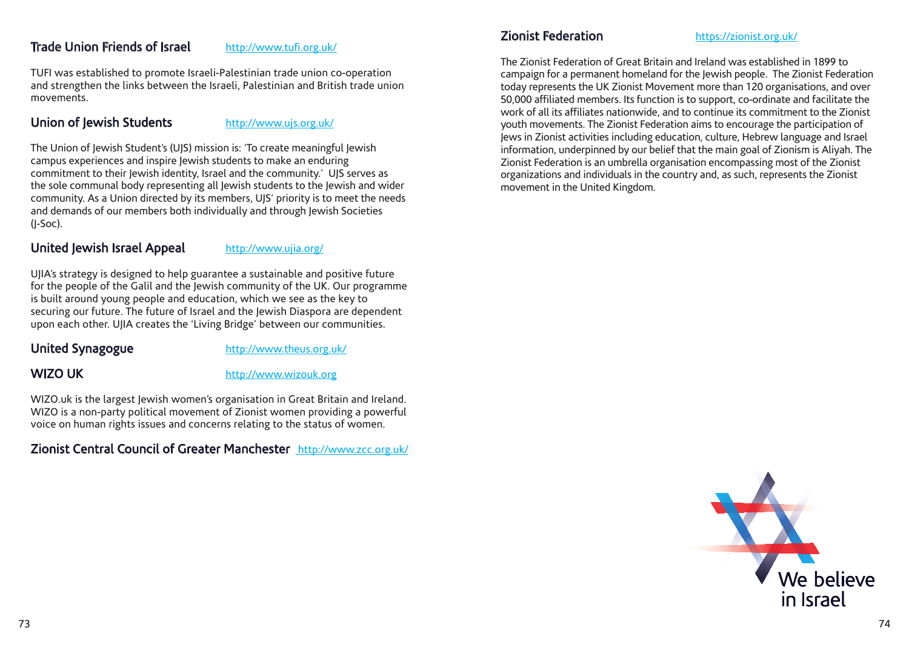## Trade Union Friends of Israel

http://www.tufi.org.uk/

TUFI was established to promote Israeli-Palestinian trade union co-operation and strengthen the links between the Israeli, Palestinian and British trade union movements.

## Union of Jewish Students

http://www.ujs.org.uk/

The Union of Jewish Student's (UJS) mission is: 'To create meaningful Jewish campus experiences and inspire Jewish students to make an enduring commitment to their Jewish identity, Israel and the community.' UJS serves as the sole communal body representing all Jewish students to the Jewish and wider community. As a Union directed by its members, UJS' priority is to meet the needs and demands of our members both individually and through Jewish Societies (J-Soc).

## United Jewish Israel Appeal

http://www.ujia.org/

UJIA's strategy is designed to help guarantee a sustainable and positive future for the people of the Galil and the Jewish community of the UK. Our programme is built around young people and education, which we see as the key to securing our future. The future of Israel and the Jewish Diaspora are dependent upon each other. UJIA creates the 'Living Bridge' between our communities.

## United Synagogue

http://www.theus.org.uk/

## WIZO UK

http://www.wizouk.org

WIZO.uk is the largest Jewish women's organisation in Great Britain and Ireland. WIZO is a non-party political movement of Zionist women providing a powerful voice on human rights issues and concerns relating to the status of women.

## Zionist Central Council of Greater Manchester

http://www.zcc.org.uk/

## Zionist Federation

https://zionist.org.uk/

The Zionist Federation of Great Britain and Ireland was established in 1899 to campaign for a permanent homeland for the Jewish people. The Zionist Federation today represents the UK Zionist Movement more than 120 organisations, and over 50,000 affiliated members. Its function is to support, co-ordinate and facilitate the work of all its affiliates nationwide, and to continue its commitment to the Zionist youth movements. The Zionist Federation aims to encourage the participation of Jews in Zionist activities including education, culture, Hebrew language and Israel information, underpinned by our belief that the main goal of Zionism is Aliyah. The Zionist Federation is an umbrella organisation encompassing most of the Zionist organizations and individuals in the country and, as such, represents the Zionist movement in the United Kingdom.

We believe in Israel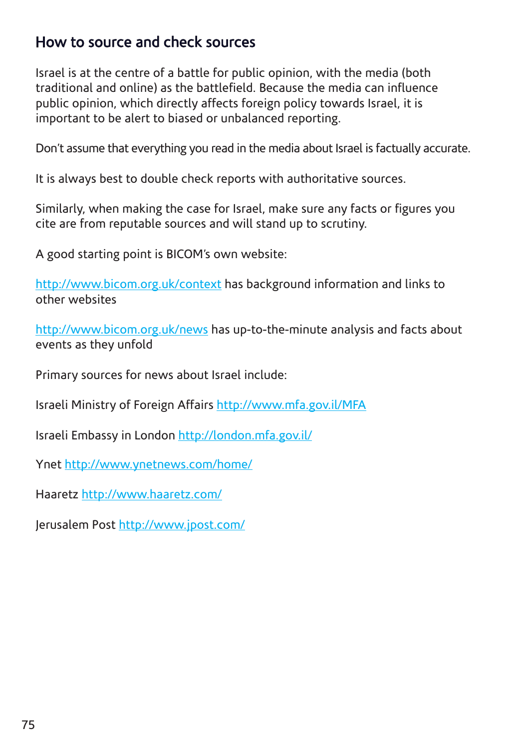## How to source and check sources

Israel is at the centre of a battle for public opinion, with the media (both traditional and online) as the battlefield. Because the media can influence public opinion, which directly affects foreign policy towards Israel, it is important to be alert to biased or unbalanced reporting.

Don't assume that everything you read in the media about Israel is factually accurate.

It is always best to double check reports with authoritative sources.

Similarly, when making the case for Israel, make sure any facts or figures you cite are from reputable sources and will stand up to scrutiny.

A good starting point is BICOM's own website:

http://www.bicom.org.uk/context has background information and links to other websites

http://www.bicom.org.uk/news has up-to-the-minute analysis and facts about events as they unfold

Primary sources for news about Israel include:

Israeli Ministry of Foreign Affairs http://www.mfa.gov.il/MFA

Israeli Embassy in London http://london.mfa.gov.il/

Ynet http://www.ynetnews.com/home/

Haaretz http://www.haaretz.com/

Jerusalem Post http://www.jpost.com/